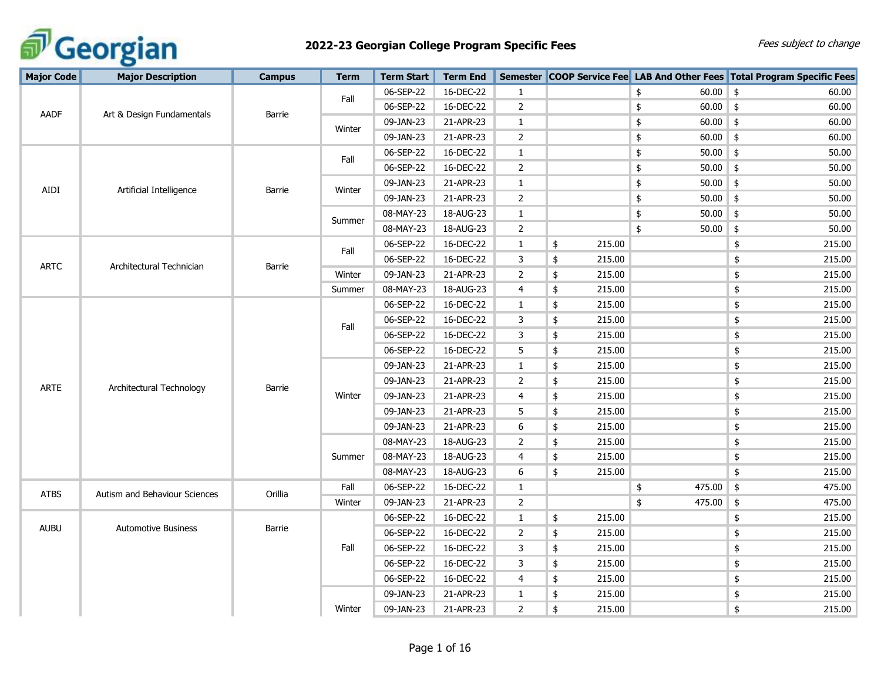# 2022-23 Georgian College Program Specific Fees

*Fees subject to change*

| Major Code | Major Description | Campus | Term | Term Start | Term End | Semester | COOP Service Fee | LAB And Other Fees | Total Program Specific Fees |
|---|---|---|---|---|---|---|---|---|---|
| AADF | Art & Design Fundamentals | Barrie | Fall | 06-SEP-22 | 16-DEC-22 | 1 | | $ 60.00 | $ 60.00 |
| | | | | 06-SEP-22 | 16-DEC-22 | 2 | | $ 60.00 | $ 60.00 |
| | | | Winter | 09-JAN-23 | 21-APR-23 | 1 | | $ 60.00 | $ 60.00 |
| | | | | 09-JAN-23 | 21-APR-23 | 2 | | $ 60.00 | $ 60.00 |
| AIDI | Artificial Intelligence | Barrie | Fall | 06-SEP-22 | 16-DEC-22 | 1 | | $ 50.00 | $ 50.00 |
| | | | | 06-SEP-22 | 16-DEC-22 | 2 | | $ 50.00 | $ 50.00 |
| | | | Winter | 09-JAN-23 | 21-APR-23 | 1 | | $ 50.00 | $ 50.00 |
| | | | | 09-JAN-23 | 21-APR-23 | 2 | | $ 50.00 | $ 50.00 |
| | | | Summer | 08-MAY-23 | 18-AUG-23 | 1 | | $ 50.00 | $ 50.00 |
| | | | | 08-MAY-23 | 18-AUG-23 | 2 | | $ 50.00 | $ 50.00 |
| ARTC | Architectural Technician | Barrie | Fall | 06-SEP-22 | 16-DEC-22 | 1 | $ 215.00 | | $ 215.00 |
| | | | | 06-SEP-22 | 16-DEC-22 | 3 | $ 215.00 | | $ 215.00 |
| | | | Winter | 09-JAN-23 | 21-APR-23 | 2 | $ 215.00 | | $ 215.00 |
| | | | Summer | 08-MAY-23 | 18-AUG-23 | 4 | $ 215.00 | | $ 215.00 |
| ARTE | Architectural Technology | Barrie | Fall | 06-SEP-22 | 16-DEC-22 | 1 | $ 215.00 | | $ 215.00 |
| | | | | 06-SEP-22 | 16-DEC-22 | 3 | $ 215.00 | | $ 215.00 |
| | | | | 06-SEP-22 | 16-DEC-22 | 3 | $ 215.00 | | $ 215.00 |
| | | | | 06-SEP-22 | 16-DEC-22 | 5 | $ 215.00 | | $ 215.00 |
| | | | Winter | 09-JAN-23 | 21-APR-23 | 1 | $ 215.00 | | $ 215.00 |
| | | | | 09-JAN-23 | 21-APR-23 | 2 | $ 215.00 | | $ 215.00 |
| | | | | 09-JAN-23 | 21-APR-23 | 4 | $ 215.00 | | $ 215.00 |
| | | | | 09-JAN-23 | 21-APR-23 | 5 | $ 215.00 | | $ 215.00 |
| | | | | 09-JAN-23 | 21-APR-23 | 6 | $ 215.00 | | $ 215.00 |
| | | | Summer | 08-MAY-23 | 18-AUG-23 | 2 | $ 215.00 | | $ 215.00 |
| | | | | 08-MAY-23 | 18-AUG-23 | 4 | $ 215.00 | | $ 215.00 |
| | | | | 08-MAY-23 | 18-AUG-23 | 6 | $ 215.00 | | $ 215.00 |
| ATBS | Autism and Behaviour Sciences | Orillia | Fall | 06-SEP-22 | 16-DEC-22 | 1 | | $ 475.00 | $ 475.00 |
| | | | Winter | 09-JAN-23 | 21-APR-23 | 2 | | $ 475.00 | $ 475.00 |
| AUBU | Automotive Business | Barrie | Fall | 06-SEP-22 | 16-DEC-22 | 1 | $ 215.00 | | $ 215.00 |
| | | | | 06-SEP-22 | 16-DEC-22 | 2 | $ 215.00 | | $ 215.00 |
| | | | | 06-SEP-22 | 16-DEC-22 | 3 | $ 215.00 | | $ 215.00 |
| | | | | 06-SEP-22 | 16-DEC-22 | 3 | $ 215.00 | | $ 215.00 |
| | | | | 06-SEP-22 | 16-DEC-22 | 4 | $ 215.00 | | $ 215.00 |
| | | | Winter | 09-JAN-23 | 21-APR-23 | 1 | $ 215.00 | | $ 215.00 |
| | | | | 09-JAN-23 | 21-APR-23 | 2 | $ 215.00 | | $ 215.00 |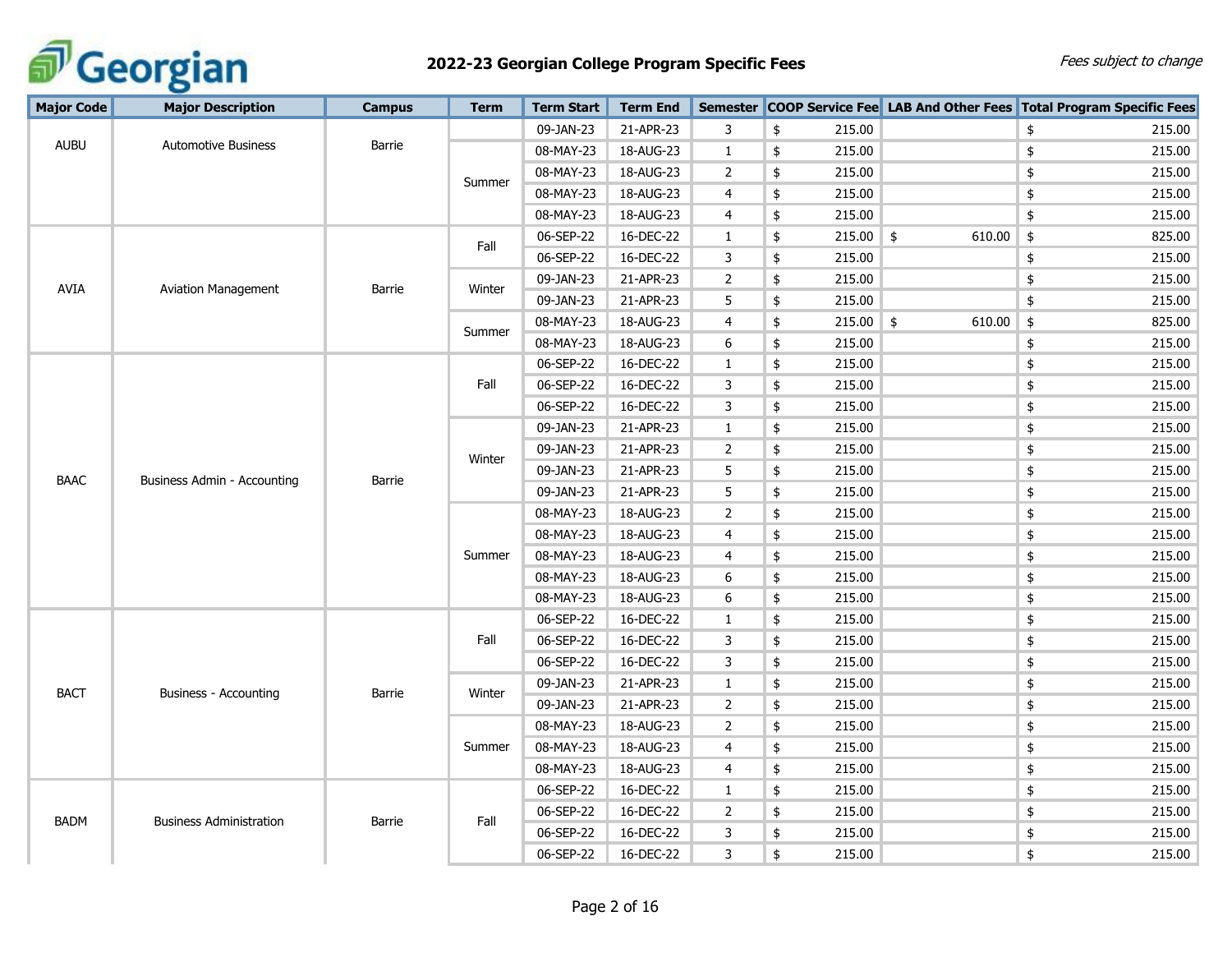# 2022-23 Georgian College Program Specific Fees

*Fees subject to change*

| Major Code | Major Description | Campus | Term | Term Start | Term End | Semester | COOP Service Fee | LAB And Other Fees | Total Program Specific Fees |
|---|---|---|---|---|---|---|---|---|---|
| AUBU | Automotive Business | Barrie | | 09-JAN-23 | 21-APR-23 | 3 | $ 215.00 | | $ 215.00 |
| | | | Summer | 08-MAY-23 | 18-AUG-23 | 1 | $ 215.00 | | $ 215.00 |
| | | | | 08-MAY-23 | 18-AUG-23 | 2 | $ 215.00 | | $ 215.00 |
| | | | | 08-MAY-23 | 18-AUG-23 | 4 | $ 215.00 | | $ 215.00 |
| | | | | 08-MAY-23 | 18-AUG-23 | 4 | $ 215.00 | | $ 215.00 |
| AVIA | Aviation Management | Barrie | Fall | 06-SEP-22 | 16-DEC-22 | 1 | $ 215.00 | $ 610.00 | $ 825.00 |
| | | | | 06-SEP-22 | 16-DEC-22 | 3 | $ 215.00 | | $ 215.00 |
| | | | Winter | 09-JAN-23 | 21-APR-23 | 2 | $ 215.00 | | $ 215.00 |
| | | | | 09-JAN-23 | 21-APR-23 | 5 | $ 215.00 | | $ 215.00 |
| | | | Summer | 08-MAY-23 | 18-AUG-23 | 4 | $ 215.00 | $ 610.00 | $ 825.00 |
| | | | | 08-MAY-23 | 18-AUG-23 | 6 | $ 215.00 | | $ 215.00 |
| BAAC | Business Admin - Accounting | Barrie | Fall | 06-SEP-22 | 16-DEC-22 | 1 | $ 215.00 | | $ 215.00 |
| | | | | 06-SEP-22 | 16-DEC-22 | 3 | $ 215.00 | | $ 215.00 |
| | | | | 06-SEP-22 | 16-DEC-22 | 3 | $ 215.00 | | $ 215.00 |
| | | | Winter | 09-JAN-23 | 21-APR-23 | 1 | $ 215.00 | | $ 215.00 |
| | | | | 09-JAN-23 | 21-APR-23 | 2 | $ 215.00 | | $ 215.00 |
| | | | | 09-JAN-23 | 21-APR-23 | 5 | $ 215.00 | | $ 215.00 |
| | | | | 09-JAN-23 | 21-APR-23 | 5 | $ 215.00 | | $ 215.00 |
| | | | Summer | 08-MAY-23 | 18-AUG-23 | 2 | $ 215.00 | | $ 215.00 |
| | | | | 08-MAY-23 | 18-AUG-23 | 4 | $ 215.00 | | $ 215.00 |
| | | | | 08-MAY-23 | 18-AUG-23 | 4 | $ 215.00 | | $ 215.00 |
| | | | | 08-MAY-23 | 18-AUG-23 | 6 | $ 215.00 | | $ 215.00 |
| | | | | 08-MAY-23 | 18-AUG-23 | 6 | $ 215.00 | | $ 215.00 |
| BACT | Business - Accounting | Barrie | Fall | 06-SEP-22 | 16-DEC-22 | 1 | $ 215.00 | | $ 215.00 |
| | | | | 06-SEP-22 | 16-DEC-22 | 3 | $ 215.00 | | $ 215.00 |
| | | | | 06-SEP-22 | 16-DEC-22 | 3 | $ 215.00 | | $ 215.00 |
| | | | Winter | 09-JAN-23 | 21-APR-23 | 1 | $ 215.00 | | $ 215.00 |
| | | | | 09-JAN-23 | 21-APR-23 | 2 | $ 215.00 | | $ 215.00 |
| | | | Summer | 08-MAY-23 | 18-AUG-23 | 2 | $ 215.00 | | $ 215.00 |
| | | | | 08-MAY-23 | 18-AUG-23 | 4 | $ 215.00 | | $ 215.00 |
| | | | | 08-MAY-23 | 18-AUG-23 | 4 | $ 215.00 | | $ 215.00 |
| BADM | Business Administration | Barrie | Fall | 06-SEP-22 | 16-DEC-22 | 1 | $ 215.00 | | $ 215.00 |
| | | | | 06-SEP-22 | 16-DEC-22 | 2 | $ 215.00 | | $ 215.00 |
| | | | | 06-SEP-22 | 16-DEC-22 | 3 | $ 215.00 | | $ 215.00 |
| | | | | 06-SEP-22 | 16-DEC-22 | 3 | $ 215.00 | | $ 215.00 |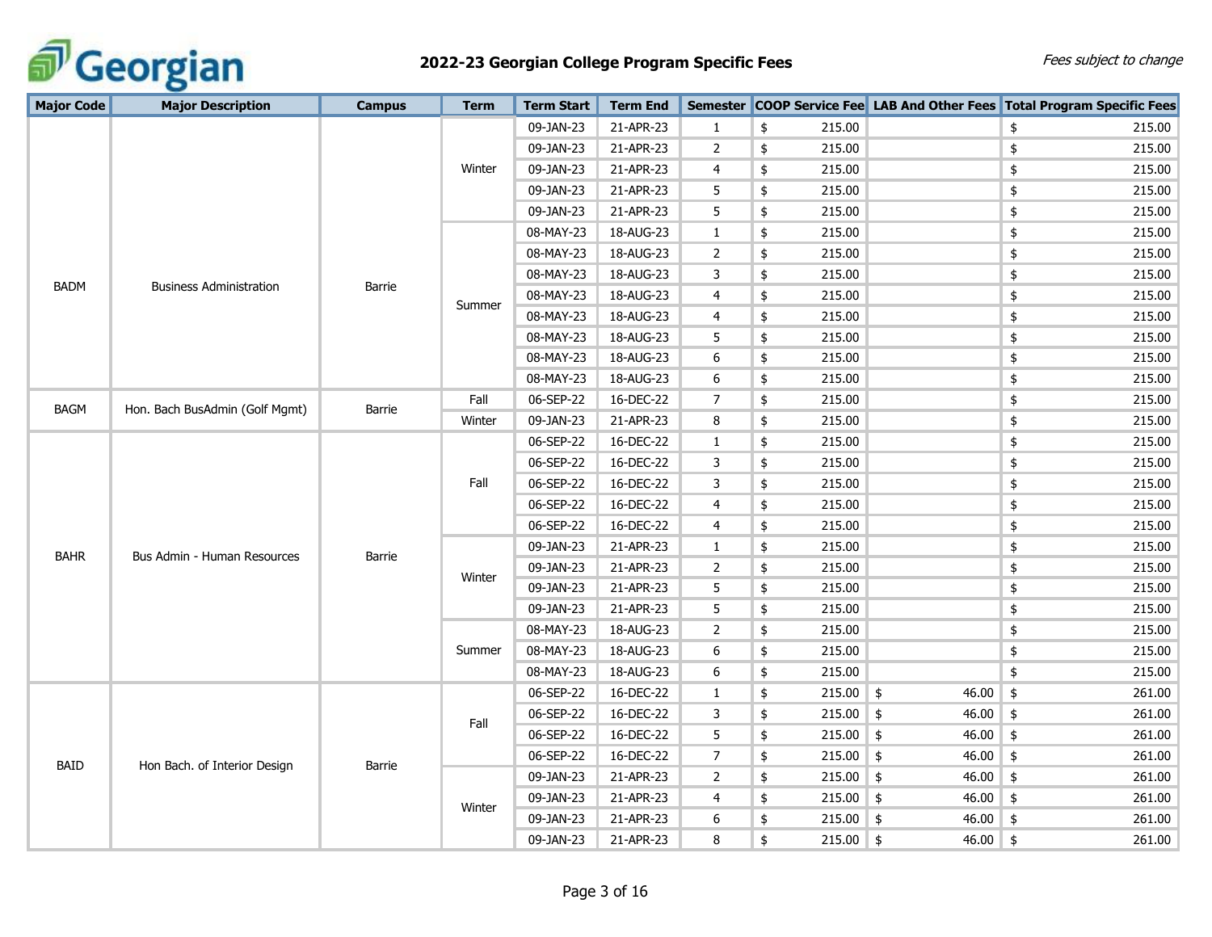# 2022-23 Georgian College Program Specific Fees

*Fees subject to change*

| Major Code | Major Description | Campus | Term | Term Start | Term End | Semester | COOP Service Fee | LAB And Other Fees | Total Program Specific Fees |
|---|---|---|---|---|---|---|---|---|---|
| BADM | Business Administration | Barrie | Winter | 09-JAN-23 | 21-APR-23 | 1 | $ 215.00 | | $ 215.00 |
| | | | | 09-JAN-23 | 21-APR-23 | 2 | $ 215.00 | | $ 215.00 |
| | | | | 09-JAN-23 | 21-APR-23 | 4 | $ 215.00 | | $ 215.00 |
| | | | | 09-JAN-23 | 21-APR-23 | 5 | $ 215.00 | | $ 215.00 |
| | | | | 09-JAN-23 | 21-APR-23 | 5 | $ 215.00 | | $ 215.00 |
| | | | Summer | 08-MAY-23 | 18-AUG-23 | 1 | $ 215.00 | | $ 215.00 |
| | | | | 08-MAY-23 | 18-AUG-23 | 2 | $ 215.00 | | $ 215.00 |
| | | | | 08-MAY-23 | 18-AUG-23 | 3 | $ 215.00 | | $ 215.00 |
| | | | | 08-MAY-23 | 18-AUG-23 | 4 | $ 215.00 | | $ 215.00 |
| | | | | 08-MAY-23 | 18-AUG-23 | 4 | $ 215.00 | | $ 215.00 |
| | | | | 08-MAY-23 | 18-AUG-23 | 5 | $ 215.00 | | $ 215.00 |
| | | | | 08-MAY-23 | 18-AUG-23 | 6 | $ 215.00 | | $ 215.00 |
| | | | | 08-MAY-23 | 18-AUG-23 | 6 | $ 215.00 | | $ 215.00 |
| BAGM | Hon. Bach BusAdmin (Golf Mgmt) | Barrie | Fall | 06-SEP-22 | 16-DEC-22 | 7 | $ 215.00 | | $ 215.00 |
| | | | Winter | 09-JAN-23 | 21-APR-23 | 8 | $ 215.00 | | $ 215.00 |
| BAHR | Bus Admin - Human Resources | Barrie | Fall | 06-SEP-22 | 16-DEC-22 | 1 | $ 215.00 | | $ 215.00 |
| | | | | 06-SEP-22 | 16-DEC-22 | 3 | $ 215.00 | | $ 215.00 |
| | | | | 06-SEP-22 | 16-DEC-22 | 3 | $ 215.00 | | $ 215.00 |
| | | | | 06-SEP-22 | 16-DEC-22 | 4 | $ 215.00 | | $ 215.00 |
| | | | | 06-SEP-22 | 16-DEC-22 | 4 | $ 215.00 | | $ 215.00 |
| | | | Winter | 09-JAN-23 | 21-APR-23 | 1 | $ 215.00 | | $ 215.00 |
| | | | | 09-JAN-23 | 21-APR-23 | 2 | $ 215.00 | | $ 215.00 |
| | | | | 09-JAN-23 | 21-APR-23 | 5 | $ 215.00 | | $ 215.00 |
| | | | | 09-JAN-23 | 21-APR-23 | 5 | $ 215.00 | | $ 215.00 |
| | | | Summer | 08-MAY-23 | 18-AUG-23 | 2 | $ 215.00 | | $ 215.00 |
| | | | | 08-MAY-23 | 18-AUG-23 | 6 | $ 215.00 | | $ 215.00 |
| | | | | 08-MAY-23 | 18-AUG-23 | 6 | $ 215.00 | | $ 215.00 |
| BAID | Hon Bach. of Interior Design | Barrie | Fall | 06-SEP-22 | 16-DEC-22 | 1 | $ 215.00 | $ 46.00 | $ 261.00 |
| | | | | 06-SEP-22 | 16-DEC-22 | 3 | $ 215.00 | $ 46.00 | $ 261.00 |
| | | | | 06-SEP-22 | 16-DEC-22 | 5 | $ 215.00 | $ 46.00 | $ 261.00 |
| | | | | 06-SEP-22 | 16-DEC-22 | 7 | $ 215.00 | $ 46.00 | $ 261.00 |
| | | | Winter | 09-JAN-23 | 21-APR-23 | 2 | $ 215.00 | $ 46.00 | $ 261.00 |
| | | | | 09-JAN-23 | 21-APR-23 | 4 | $ 215.00 | $ 46.00 | $ 261.00 |
| | | | | 09-JAN-23 | 21-APR-23 | 6 | $ 215.00 | $ 46.00 | $ 261.00 |
| | | | | 09-JAN-23 | 21-APR-23 | 8 | $ 215.00 | $ 46.00 | $ 261.00 |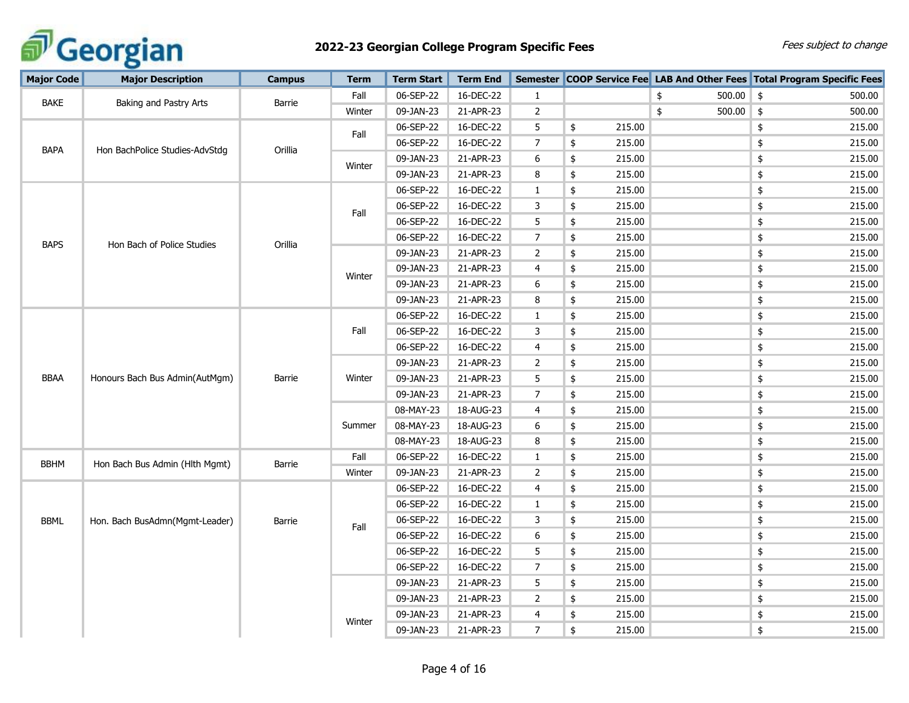# 2022-23 Georgian College Program Specific Fees

*Fees subject to change*

| Major Code | Major Description | Campus | Term | Term Start | Term End | Semester | COOP Service Fee | LAB And Other Fees | Total Program Specific Fees |
|---|---|---|---|---|---|---|---|---|---|
| BAKE | Baking and Pastry Arts | Barrie | Fall | 06-SEP-22 | 16-DEC-22 | 1 | | $ 500.00 | $ 500.00 |
| | | | Winter | 09-JAN-23 | 21-APR-23 | 2 | | $ 500.00 | $ 500.00 |
| BAPA | Hon BachPolice Studies-AdvStdg | Orillia | Fall | 06-SEP-22 | 16-DEC-22 | 5 | $ 215.00 | | $ 215.00 |
| | | | | 06-SEP-22 | 16-DEC-22 | 7 | $ 215.00 | | $ 215.00 |
| | | | Winter | 09-JAN-23 | 21-APR-23 | 6 | $ 215.00 | | $ 215.00 |
| | | | | 09-JAN-23 | 21-APR-23 | 8 | $ 215.00 | | $ 215.00 |
| BAPS | Hon Bach of Police Studies | Orillia | Fall | 06-SEP-22 | 16-DEC-22 | 1 | $ 215.00 | | $ 215.00 |
| | | | | 06-SEP-22 | 16-DEC-22 | 3 | $ 215.00 | | $ 215.00 |
| | | | | 06-SEP-22 | 16-DEC-22 | 5 | $ 215.00 | | $ 215.00 |
| | | | | 06-SEP-22 | 16-DEC-22 | 7 | $ 215.00 | | $ 215.00 |
| | | | Winter | 09-JAN-23 | 21-APR-23 | 2 | $ 215.00 | | $ 215.00 |
| | | | | 09-JAN-23 | 21-APR-23 | 4 | $ 215.00 | | $ 215.00 |
| | | | | 09-JAN-23 | 21-APR-23 | 6 | $ 215.00 | | $ 215.00 |
| | | | | 09-JAN-23 | 21-APR-23 | 8 | $ 215.00 | | $ 215.00 |
| BBAA | Honours Bach Bus Admin(AutMgm) | Barrie | Fall | 06-SEP-22 | 16-DEC-22 | 1 | $ 215.00 | | $ 215.00 |
| | | | | 06-SEP-22 | 16-DEC-22 | 3 | $ 215.00 | | $ 215.00 |
| | | | | 06-SEP-22 | 16-DEC-22 | 4 | $ 215.00 | | $ 215.00 |
| | | | Winter | 09-JAN-23 | 21-APR-23 | 2 | $ 215.00 | | $ 215.00 |
| | | | | 09-JAN-23 | 21-APR-23 | 5 | $ 215.00 | | $ 215.00 |
| | | | | 09-JAN-23 | 21-APR-23 | 7 | $ 215.00 | | $ 215.00 |
| | | | Summer | 08-MAY-23 | 18-AUG-23 | 4 | $ 215.00 | | $ 215.00 |
| | | | | 08-MAY-23 | 18-AUG-23 | 6 | $ 215.00 | | $ 215.00 |
| | | | | 08-MAY-23 | 18-AUG-23 | 8 | $ 215.00 | | $ 215.00 |
| BBHM | Hon Bach Bus Admin (Hlth Mgmt) | Barrie | Fall | 06-SEP-22 | 16-DEC-22 | 1 | $ 215.00 | | $ 215.00 |
| | | | Winter | 09-JAN-23 | 21-APR-23 | 2 | $ 215.00 | | $ 215.00 |
| BBML | Hon. Bach BusAdmn(Mgmt-Leader) | Barrie | Fall | 06-SEP-22 | 16-DEC-22 | 4 | $ 215.00 | | $ 215.00 |
| | | | | 06-SEP-22 | 16-DEC-22 | 1 | $ 215.00 | | $ 215.00 |
| | | | | 06-SEP-22 | 16-DEC-22 | 3 | $ 215.00 | | $ 215.00 |
| | | | | 06-SEP-22 | 16-DEC-22 | 6 | $ 215.00 | | $ 215.00 |
| | | | | 06-SEP-22 | 16-DEC-22 | 5 | $ 215.00 | | $ 215.00 |
| | | | | 06-SEP-22 | 16-DEC-22 | 7 | $ 215.00 | | $ 215.00 |
| | | | Winter | 09-JAN-23 | 21-APR-23 | 5 | $ 215.00 | | $ 215.00 |
| | | | | 09-JAN-23 | 21-APR-23 | 2 | $ 215.00 | | $ 215.00 |
| | | | | 09-JAN-23 | 21-APR-23 | 4 | $ 215.00 | | $ 215.00 |
| | | | | 09-JAN-23 | 21-APR-23 | 7 | $ 215.00 | | $ 215.00 |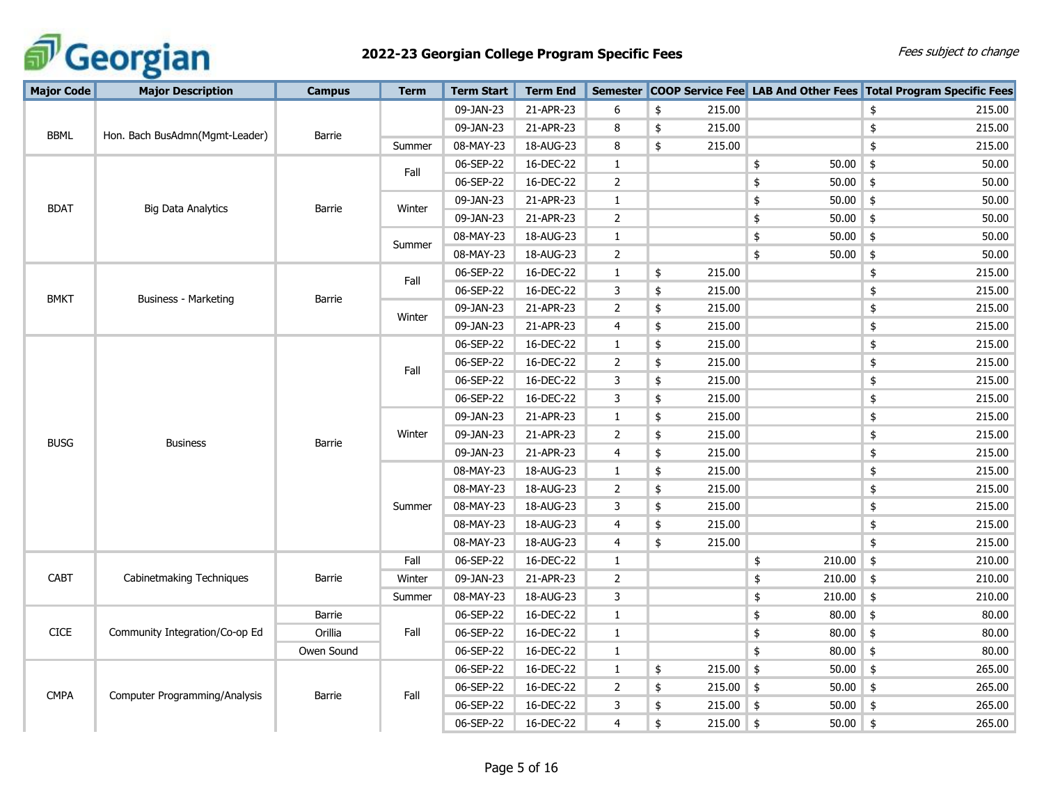# 2022-23 Georgian College Program Specific Fees

*Fees subject to change*

| Major Code | Major Description | Campus | Term | Term Start | Term End | Semester | COOP Service Fee | LAB And Other Fees | Total Program Specific Fees |
|---|---|---|---|---|---|---|---|---|---|
| BBML | Hon. Bach BusAdmn(Mgmt-Leader) | Barrie | | 09-JAN-23 | 21-APR-23 | 6 | $ 215.00 | | $ 215.00 |
| | | | | 09-JAN-23 | 21-APR-23 | 8 | $ 215.00 | | $ 215.00 |
| | | | Summer | 08-MAY-23 | 18-AUG-23 | 8 | $ 215.00 | | $ 215.00 |
| BDAT | Big Data Analytics | Barrie | Fall | 06-SEP-22 | 16-DEC-22 | 1 | | $ 50.00 | $ 50.00 |
| | | | | 06-SEP-22 | 16-DEC-22 | 2 | | $ 50.00 | $ 50.00 |
| | | | Winter | 09-JAN-23 | 21-APR-23 | 1 | | $ 50.00 | $ 50.00 |
| | | | | 09-JAN-23 | 21-APR-23 | 2 | | $ 50.00 | $ 50.00 |
| | | | Summer | 08-MAY-23 | 18-AUG-23 | 1 | | $ 50.00 | $ 50.00 |
| | | | | 08-MAY-23 | 18-AUG-23 | 2 | | $ 50.00 | $ 50.00 |
| BMKT | Business - Marketing | Barrie | Fall | 06-SEP-22 | 16-DEC-22 | 1 | $ 215.00 | | $ 215.00 |
| | | | | 06-SEP-22 | 16-DEC-22 | 3 | $ 215.00 | | $ 215.00 |
| | | | Winter | 09-JAN-23 | 21-APR-23 | 2 | $ 215.00 | | $ 215.00 |
| | | | | 09-JAN-23 | 21-APR-23 | 4 | $ 215.00 | | $ 215.00 |
| BUSG | Business | Barrie | Fall | 06-SEP-22 | 16-DEC-22 | 1 | $ 215.00 | | $ 215.00 |
| | | | | 06-SEP-22 | 16-DEC-22 | 2 | $ 215.00 | | $ 215.00 |
| | | | | 06-SEP-22 | 16-DEC-22 | 3 | $ 215.00 | | $ 215.00 |
| | | | | 06-SEP-22 | 16-DEC-22 | 3 | $ 215.00 | | $ 215.00 |
| | | | Winter | 09-JAN-23 | 21-APR-23 | 1 | $ 215.00 | | $ 215.00 |
| | | | | 09-JAN-23 | 21-APR-23 | 2 | $ 215.00 | | $ 215.00 |
| | | | | 09-JAN-23 | 21-APR-23 | 4 | $ 215.00 | | $ 215.00 |
| | | | Summer | 08-MAY-23 | 18-AUG-23 | 1 | $ 215.00 | | $ 215.00 |
| | | | | 08-MAY-23 | 18-AUG-23 | 2 | $ 215.00 | | $ 215.00 |
| | | | | 08-MAY-23 | 18-AUG-23 | 3 | $ 215.00 | | $ 215.00 |
| | | | | 08-MAY-23 | 18-AUG-23 | 4 | $ 215.00 | | $ 215.00 |
| | | | | 08-MAY-23 | 18-AUG-23 | 4 | $ 215.00 | | $ 215.00 |
| CABT | Cabinetmaking Techniques | Barrie | Fall | 06-SEP-22 | 16-DEC-22 | 1 | | $ 210.00 | $ 210.00 |
| | | | Winter | 09-JAN-23 | 21-APR-23 | 2 | | $ 210.00 | $ 210.00 |
| | | | Summer | 08-MAY-23 | 18-AUG-23 | 3 | | $ 210.00 | $ 210.00 |
| CICE | Community Integration/Co-op Ed | Barrie | Fall | 06-SEP-22 | 16-DEC-22 | 1 | | $ 80.00 | $ 80.00 |
| | | Orillia | | 06-SEP-22 | 16-DEC-22 | 1 | | $ 80.00 | $ 80.00 |
| | | Owen Sound | | 06-SEP-22 | 16-DEC-22 | 1 | | $ 80.00 | $ 80.00 |
| CMPA | Computer Programming/Analysis | Barrie | Fall | 06-SEP-22 | 16-DEC-22 | 1 | $ 215.00 | $ 50.00 | $ 265.00 |
| | | | | 06-SEP-22 | 16-DEC-22 | 2 | $ 215.00 | $ 50.00 | $ 265.00 |
| | | | | 06-SEP-22 | 16-DEC-22 | 3 | $ 215.00 | $ 50.00 | $ 265.00 |
| | | | | 06-SEP-22 | 16-DEC-22 | 4 | $ 215.00 | $ 50.00 | $ 265.00 |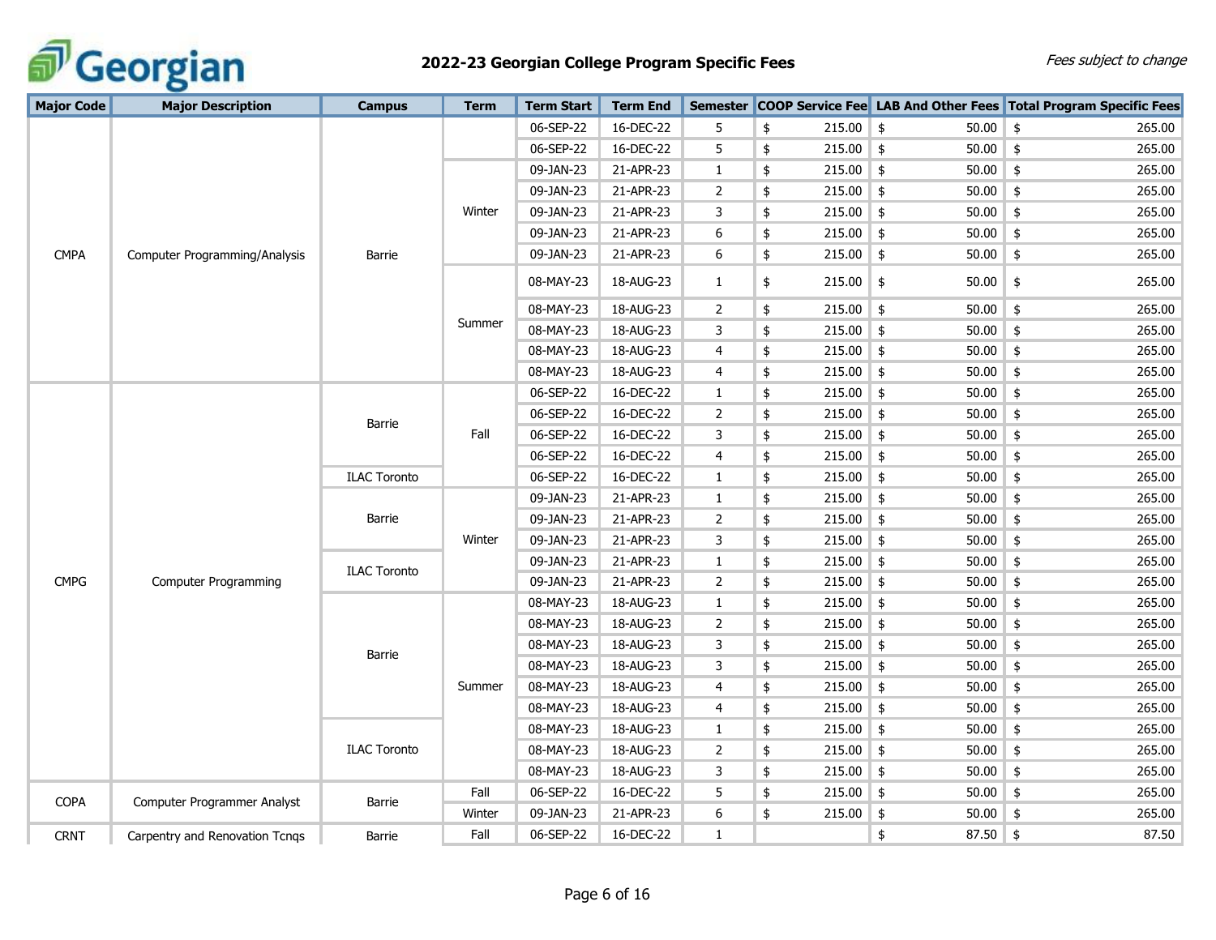# 2022-23 Georgian College Program Specific Fees

*Fees subject to change*

| Major Code | Major Description | Campus | Term | Term Start | Term End | Semester | COOP Service Fee | LAB And Other Fees | Total Program Specific Fees |
|---|---|---|---|---|---|---|---|---|---|
| CMPA | Computer Programming/Analysis | Barrie | | 06-SEP-22 | 16-DEC-22 | 5 | $ 215.00 | $ 50.00 | $ 265.00 |
| | | | | 06-SEP-22 | 16-DEC-22 | 5 | $ 215.00 | $ 50.00 | $ 265.00 |
| | | | Winter | 09-JAN-23 | 21-APR-23 | 1 | $ 215.00 | $ 50.00 | $ 265.00 |
| | | | | 09-JAN-23 | 21-APR-23 | 2 | $ 215.00 | $ 50.00 | $ 265.00 |
| | | | | 09-JAN-23 | 21-APR-23 | 3 | $ 215.00 | $ 50.00 | $ 265.00 |
| | | | | 09-JAN-23 | 21-APR-23 | 6 | $ 215.00 | $ 50.00 | $ 265.00 |
| | | | | 09-JAN-23 | 21-APR-23 | 6 | $ 215.00 | $ 50.00 | $ 265.00 |
| | | | Summer | 08-MAY-23 | 18-AUG-23 | 1 | $ 215.00 | $ 50.00 | $ 265.00 |
| | | | | 08-MAY-23 | 18-AUG-23 | 2 | $ 215.00 | $ 50.00 | $ 265.00 |
| | | | | 08-MAY-23 | 18-AUG-23 | 3 | $ 215.00 | $ 50.00 | $ 265.00 |
| | | | | 08-MAY-23 | 18-AUG-23 | 4 | $ 215.00 | $ 50.00 | $ 265.00 |
| | | | | 08-MAY-23 | 18-AUG-23 | 4 | $ 215.00 | $ 50.00 | $ 265.00 |
| CMPG | Computer Programming | Barrie | Fall | 06-SEP-22 | 16-DEC-22 | 1 | $ 215.00 | $ 50.00 | $ 265.00 |
| | | | | 06-SEP-22 | 16-DEC-22 | 2 | $ 215.00 | $ 50.00 | $ 265.00 |
| | | | | 06-SEP-22 | 16-DEC-22 | 3 | $ 215.00 | $ 50.00 | $ 265.00 |
| | | | | 06-SEP-22 | 16-DEC-22 | 4 | $ 215.00 | $ 50.00 | $ 265.00 |
| | | ILAC Toronto | | 06-SEP-22 | 16-DEC-22 | 1 | $ 215.00 | $ 50.00 | $ 265.00 |
| | | Barrie | Winter | 09-JAN-23 | 21-APR-23 | 1 | $ 215.00 | $ 50.00 | $ 265.00 |
| | | | | 09-JAN-23 | 21-APR-23 | 2 | $ 215.00 | $ 50.00 | $ 265.00 |
| | | | | 09-JAN-23 | 21-APR-23 | 3 | $ 215.00 | $ 50.00 | $ 265.00 |
| | | ILAC Toronto | | 09-JAN-23 | 21-APR-23 | 1 | $ 215.00 | $ 50.00 | $ 265.00 |
| | | | | 09-JAN-23 | 21-APR-23 | 2 | $ 215.00 | $ 50.00 | $ 265.00 |
| | | Barrie | Summer | 08-MAY-23 | 18-AUG-23 | 1 | $ 215.00 | $ 50.00 | $ 265.00 |
| | | | | 08-MAY-23 | 18-AUG-23 | 2 | $ 215.00 | $ 50.00 | $ 265.00 |
| | | | | 08-MAY-23 | 18-AUG-23 | 3 | $ 215.00 | $ 50.00 | $ 265.00 |
| | | | | 08-MAY-23 | 18-AUG-23 | 3 | $ 215.00 | $ 50.00 | $ 265.00 |
| | | | | 08-MAY-23 | 18-AUG-23 | 4 | $ 215.00 | $ 50.00 | $ 265.00 |
| | | | | 08-MAY-23 | 18-AUG-23 | 4 | $ 215.00 | $ 50.00 | $ 265.00 |
| | | ILAC Toronto | | 08-MAY-23 | 18-AUG-23 | 1 | $ 215.00 | $ 50.00 | $ 265.00 |
| | | | | 08-MAY-23 | 18-AUG-23 | 2 | $ 215.00 | $ 50.00 | $ 265.00 |
| | | | | 08-MAY-23 | 18-AUG-23 | 3 | $ 215.00 | $ 50.00 | $ 265.00 |
| COPA | Computer Programmer Analyst | Barrie | Fall | 06-SEP-22 | 16-DEC-22 | 5 | $ 215.00 | $ 50.00 | $ 265.00 |
| | | | Winter | 09-JAN-23 | 21-APR-23 | 6 | $ 215.00 | $ 50.00 | $ 265.00 |
| CRNT | Carpentry and Renovation Tcnqs | Barrie | Fall | 06-SEP-22 | 16-DEC-22 | 1 | | $ 87.50 | $ 87.50 |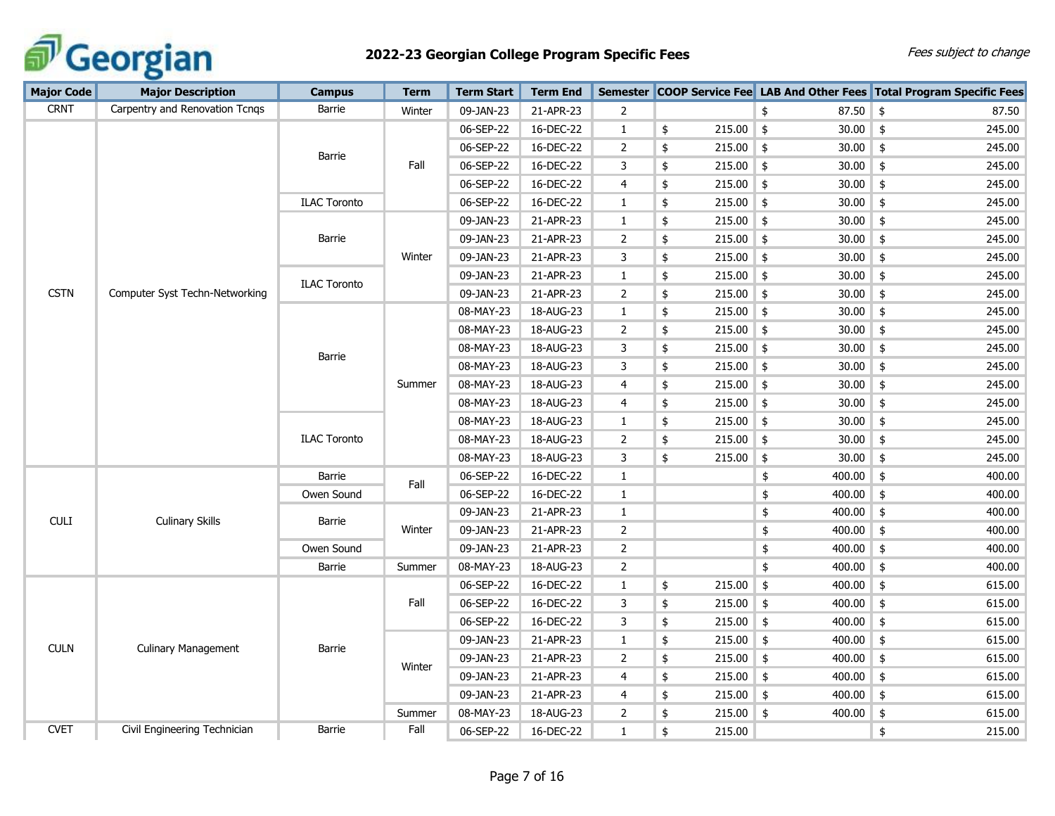# 2022-23 Georgian College Program Specific Fees

*Fees subject to change*

| Major Code | Major Description | Campus | Term | Term Start | Term End | Semester | COOP Service Fee | LAB And Other Fees | Total Program Specific Fees |
|---|---|---|---|---|---|---|---|---|---|
| CRNT | Carpentry and Renovation Tcnqs | Barrie | Winter | 09-JAN-23 | 21-APR-23 | 2 | | $ 87.50 | $ 87.50 |
| CSTN | Computer Syst Techn-Networking | Barrie | Fall | 06-SEP-22 | 16-DEC-22 | 1 | $ 215.00 | $ 30.00 | $ 245.00 |
| | | | | 06-SEP-22 | 16-DEC-22 | 2 | $ 215.00 | $ 30.00 | $ 245.00 |
| | | | | 06-SEP-22 | 16-DEC-22 | 3 | $ 215.00 | $ 30.00 | $ 245.00 |
| | | | | 06-SEP-22 | 16-DEC-22 | 4 | $ 215.00 | $ 30.00 | $ 245.00 |
| | | ILAC Toronto | | 06-SEP-22 | 16-DEC-22 | 1 | $ 215.00 | $ 30.00 | $ 245.00 |
| | | Barrie | Winter | 09-JAN-23 | 21-APR-23 | 1 | $ 215.00 | $ 30.00 | $ 245.00 |
| | | | | 09-JAN-23 | 21-APR-23 | 2 | $ 215.00 | $ 30.00 | $ 245.00 |
| | | | | 09-JAN-23 | 21-APR-23 | 3 | $ 215.00 | $ 30.00 | $ 245.00 |
| | | ILAC Toronto | | 09-JAN-23 | 21-APR-23 | 1 | $ 215.00 | $ 30.00 | $ 245.00 |
| | | | | 09-JAN-23 | 21-APR-23 | 2 | $ 215.00 | $ 30.00 | $ 245.00 |
| | | Barrie | Summer | 08-MAY-23 | 18-AUG-23 | 1 | $ 215.00 | $ 30.00 | $ 245.00 |
| | | | | 08-MAY-23 | 18-AUG-23 | 2 | $ 215.00 | $ 30.00 | $ 245.00 |
| | | | | 08-MAY-23 | 18-AUG-23 | 3 | $ 215.00 | $ 30.00 | $ 245.00 |
| | | | | 08-MAY-23 | 18-AUG-23 | 3 | $ 215.00 | $ 30.00 | $ 245.00 |
| | | | | 08-MAY-23 | 18-AUG-23 | 4 | $ 215.00 | $ 30.00 | $ 245.00 |
| | | | | 08-MAY-23 | 18-AUG-23 | 4 | $ 215.00 | $ 30.00 | $ 245.00 |
| | | ILAC Toronto | | 08-MAY-23 | 18-AUG-23 | 1 | $ 215.00 | $ 30.00 | $ 245.00 |
| | | | | 08-MAY-23 | 18-AUG-23 | 2 | $ 215.00 | $ 30.00 | $ 245.00 |
| | | | | 08-MAY-23 | 18-AUG-23 | 3 | $ 215.00 | $ 30.00 | $ 245.00 |
| CULI | Culinary Skills | Barrie | Fall | 06-SEP-22 | 16-DEC-22 | 1 | | $ 400.00 | $ 400.00 |
| | | Owen Sound | | 06-SEP-22 | 16-DEC-22 | 1 | | $ 400.00 | $ 400.00 |
| | | Barrie | Winter | 09-JAN-23 | 21-APR-23 | 1 | | $ 400.00 | $ 400.00 |
| | | | | 09-JAN-23 | 21-APR-23 | 2 | | $ 400.00 | $ 400.00 |
| | | Owen Sound | | 09-JAN-23 | 21-APR-23 | 2 | | $ 400.00 | $ 400.00 |
| | | Barrie | Summer | 08-MAY-23 | 18-AUG-23 | 2 | | $ 400.00 | $ 400.00 |
| CULN | Culinary Management | Barrie | Fall | 06-SEP-22 | 16-DEC-22 | 1 | $ 215.00 | $ 400.00 | $ 615.00 |
| | | | | 06-SEP-22 | 16-DEC-22 | 3 | $ 215.00 | $ 400.00 | $ 615.00 |
| | | | | 06-SEP-22 | 16-DEC-22 | 3 | $ 215.00 | $ 400.00 | $ 615.00 |
| | | | Winter | 09-JAN-23 | 21-APR-23 | 1 | $ 215.00 | $ 400.00 | $ 615.00 |
| | | | | 09-JAN-23 | 21-APR-23 | 2 | $ 215.00 | $ 400.00 | $ 615.00 |
| | | | | 09-JAN-23 | 21-APR-23 | 4 | $ 215.00 | $ 400.00 | $ 615.00 |
| | | | | 09-JAN-23 | 21-APR-23 | 4 | $ 215.00 | $ 400.00 | $ 615.00 |
| | | | Summer | 08-MAY-23 | 18-AUG-23 | 2 | $ 215.00 | $ 400.00 | $ 615.00 |
| CVET | Civil Engineering Technician | Barrie | Fall | 06-SEP-22 | 16-DEC-22 | 1 | $ 215.00 | | $ 215.00 |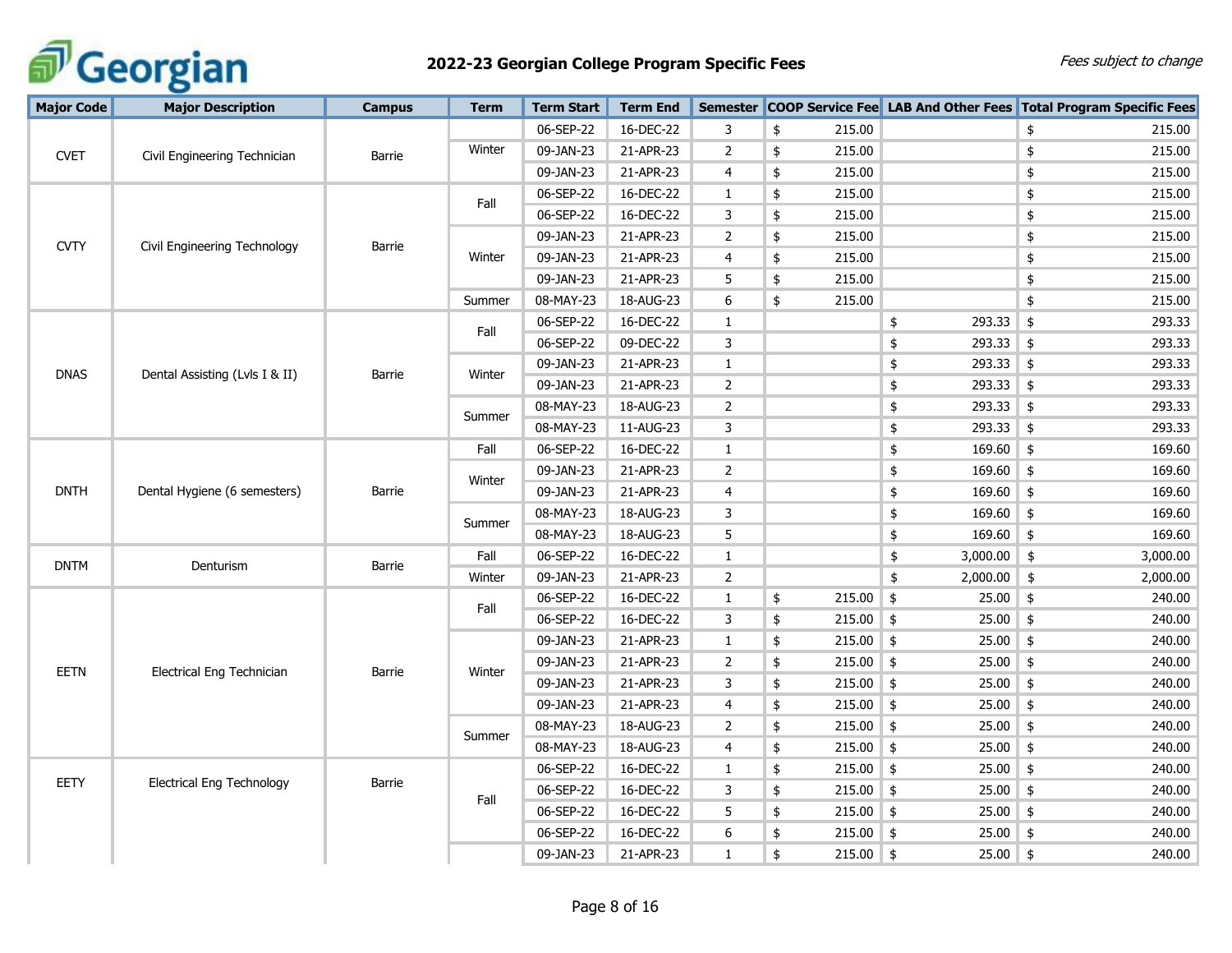# 2022-23 Georgian College Program Specific Fees

*Fees subject to change*

| Major Code | Major Description | Campus | Term | Term Start | Term End | Semester | COOP Service Fee | LAB And Other Fees | Total Program Specific Fees |
|---|---|---|---|---|---|---|---|---|---|
| CVET | Civil Engineering Technician | Barrie | | 06-SEP-22 | 16-DEC-22 | 3 | $ 215.00 | | $ 215.00 |
| | | | Winter | 09-JAN-23 | 21-APR-23 | 2 | $ 215.00 | | $ 215.00 |
| | | | | 09-JAN-23 | 21-APR-23 | 4 | $ 215.00 | | $ 215.00 |
| CVTY | Civil Engineering Technology | Barrie | Fall | 06-SEP-22 | 16-DEC-22 | 1 | $ 215.00 | | $ 215.00 |
| | | | | 06-SEP-22 | 16-DEC-22 | 3 | $ 215.00 | | $ 215.00 |
| | | | Winter | 09-JAN-23 | 21-APR-23 | 2 | $ 215.00 | | $ 215.00 |
| | | | | 09-JAN-23 | 21-APR-23 | 4 | $ 215.00 | | $ 215.00 |
| | | | | 09-JAN-23 | 21-APR-23 | 5 | $ 215.00 | | $ 215.00 |
| | | | Summer | 08-MAY-23 | 18-AUG-23 | 6 | $ 215.00 | | $ 215.00 |
| DNAS | Dental Assisting (Lvls I & II) | Barrie | Fall | 06-SEP-22 | 16-DEC-22 | 1 | | $ 293.33 | $ 293.33 |
| | | | | 06-SEP-22 | 09-DEC-22 | 3 | | $ 293.33 | $ 293.33 |
| | | | Winter | 09-JAN-23 | 21-APR-23 | 1 | | $ 293.33 | $ 293.33 |
| | | | | 09-JAN-23 | 21-APR-23 | 2 | | $ 293.33 | $ 293.33 |
| | | | Summer | 08-MAY-23 | 18-AUG-23 | 2 | | $ 293.33 | $ 293.33 |
| | | | | 08-MAY-23 | 11-AUG-23 | 3 | | $ 293.33 | $ 293.33 |
| DNTH | Dental Hygiene (6 semesters) | Barrie | Fall | 06-SEP-22 | 16-DEC-22 | 1 | | $ 169.60 | $ 169.60 |
| | | | Winter | 09-JAN-23 | 21-APR-23 | 2 | | $ 169.60 | $ 169.60 |
| | | | | 09-JAN-23 | 21-APR-23 | 4 | | $ 169.60 | $ 169.60 |
| | | | Summer | 08-MAY-23 | 18-AUG-23 | 3 | | $ 169.60 | $ 169.60 |
| | | | | 08-MAY-23 | 18-AUG-23 | 5 | | $ 169.60 | $ 169.60 |
| DNTM | Denturism | Barrie | Fall | 06-SEP-22 | 16-DEC-22 | 1 | | $ 3,000.00 | $ 3,000.00 |
| | | | Winter | 09-JAN-23 | 21-APR-23 | 2 | | $ 2,000.00 | $ 2,000.00 |
| EETN | Electrical Eng Technician | Barrie | Fall | 06-SEP-22 | 16-DEC-22 | 1 | $ 215.00 | $ 25.00 | $ 240.00 |
| | | | | 06-SEP-22 | 16-DEC-22 | 3 | $ 215.00 | $ 25.00 | $ 240.00 |
| | | | Winter | 09-JAN-23 | 21-APR-23 | 1 | $ 215.00 | $ 25.00 | $ 240.00 |
| | | | | 09-JAN-23 | 21-APR-23 | 2 | $ 215.00 | $ 25.00 | $ 240.00 |
| | | | | 09-JAN-23 | 21-APR-23 | 3 | $ 215.00 | $ 25.00 | $ 240.00 |
| | | | | 09-JAN-23 | 21-APR-23 | 4 | $ 215.00 | $ 25.00 | $ 240.00 |
| | | | Summer | 08-MAY-23 | 18-AUG-23 | 2 | $ 215.00 | $ 25.00 | $ 240.00 |
| | | | | 08-MAY-23 | 18-AUG-23 | 4 | $ 215.00 | $ 25.00 | $ 240.00 |
| EETY | Electrical Eng Technology | Barrie | Fall | 06-SEP-22 | 16-DEC-22 | 1 | $ 215.00 | $ 25.00 | $ 240.00 |
| | | | | 06-SEP-22 | 16-DEC-22 | 3 | $ 215.00 | $ 25.00 | $ 240.00 |
| | | | | 06-SEP-22 | 16-DEC-22 | 5 | $ 215.00 | $ 25.00 | $ 240.00 |
| | | | | 06-SEP-22 | 16-DEC-22 | 6 | $ 215.00 | $ 25.00 | $ 240.00 |
| | | | | 09-JAN-23 | 21-APR-23 | 1 | $ 215.00 | $ 25.00 | $ 240.00 |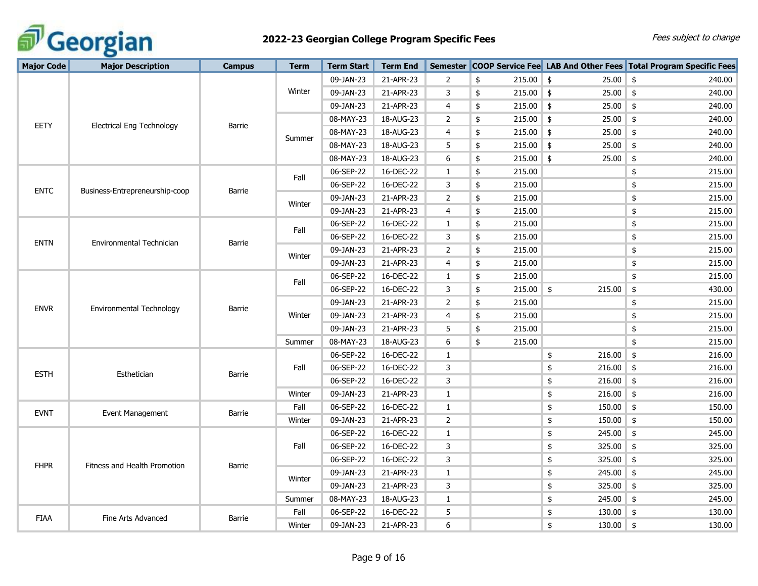# 2022-23 Georgian College Program Specific Fees

*Fees subject to change*

| Major Code | Major Description | Campus | Term | Term Start | Term End | Semester | COOP Service Fee | LAB And Other Fees | Total Program Specific Fees |
|---|---|---|---|---|---|---|---|---|---|
| EETY | Electrical Eng Technology | Barrie | Winter | 09-JAN-23 | 21-APR-23 | 2 | $ 215.00 | $ 25.00 | $ 240.00 |
| | | | | 09-JAN-23 | 21-APR-23 | 3 | $ 215.00 | $ 25.00 | $ 240.00 |
| | | | | 09-JAN-23 | 21-APR-23 | 4 | $ 215.00 | $ 25.00 | $ 240.00 |
| | | | Summer | 08-MAY-23 | 18-AUG-23 | 2 | $ 215.00 | $ 25.00 | $ 240.00 |
| | | | | 08-MAY-23 | 18-AUG-23 | 4 | $ 215.00 | $ 25.00 | $ 240.00 |
| | | | | 08-MAY-23 | 18-AUG-23 | 5 | $ 215.00 | $ 25.00 | $ 240.00 |
| | | | | 08-MAY-23 | 18-AUG-23 | 6 | $ 215.00 | $ 25.00 | $ 240.00 |
| ENTC | Business-Entrepreneurship-coop | Barrie | Fall | 06-SEP-22 | 16-DEC-22 | 1 | $ 215.00 | | $ 215.00 |
| | | | | 06-SEP-22 | 16-DEC-22 | 3 | $ 215.00 | | $ 215.00 |
| | | | Winter | 09-JAN-23 | 21-APR-23 | 2 | $ 215.00 | | $ 215.00 |
| | | | | 09-JAN-23 | 21-APR-23 | 4 | $ 215.00 | | $ 215.00 |
| ENTN | Environmental Technician | Barrie | Fall | 06-SEP-22 | 16-DEC-22 | 1 | $ 215.00 | | $ 215.00 |
| | | | | 06-SEP-22 | 16-DEC-22 | 3 | $ 215.00 | | $ 215.00 |
| | | | Winter | 09-JAN-23 | 21-APR-23 | 2 | $ 215.00 | | $ 215.00 |
| | | | | 09-JAN-23 | 21-APR-23 | 4 | $ 215.00 | | $ 215.00 |
| ENVR | Environmental Technology | Barrie | Fall | 06-SEP-22 | 16-DEC-22 | 1 | $ 215.00 | | $ 215.00 |
| | | | | 06-SEP-22 | 16-DEC-22 | 3 | $ 215.00 | $ 215.00 | $ 430.00 |
| | | | Winter | 09-JAN-23 | 21-APR-23 | 2 | $ 215.00 | | $ 215.00 |
| | | | | 09-JAN-23 | 21-APR-23 | 4 | $ 215.00 | | $ 215.00 |
| | | | | 09-JAN-23 | 21-APR-23 | 5 | $ 215.00 | | $ 215.00 |
| | | | Summer | 08-MAY-23 | 18-AUG-23 | 6 | $ 215.00 | | $ 215.00 |
| ESTH | Esthetician | Barrie | Fall | 06-SEP-22 | 16-DEC-22 | 1 | | $ 216.00 | $ 216.00 |
| | | | | 06-SEP-22 | 16-DEC-22 | 3 | | $ 216.00 | $ 216.00 |
| | | | | 06-SEP-22 | 16-DEC-22 | 3 | | $ 216.00 | $ 216.00 |
| | | | Winter | 09-JAN-23 | 21-APR-23 | 1 | | $ 216.00 | $ 216.00 |
| EVNT | Event Management | Barrie | Fall | 06-SEP-22 | 16-DEC-22 | 1 | | $ 150.00 | $ 150.00 |
| | | | Winter | 09-JAN-23 | 21-APR-23 | 2 | | $ 150.00 | $ 150.00 |
| FHPR | Fitness and Health Promotion | Barrie | Fall | 06-SEP-22 | 16-DEC-22 | 1 | | $ 245.00 | $ 245.00 |
| | | | | 06-SEP-22 | 16-DEC-22 | 3 | | $ 325.00 | $ 325.00 |
| | | | | 06-SEP-22 | 16-DEC-22 | 3 | | $ 325.00 | $ 325.00 |
| | | | Winter | 09-JAN-23 | 21-APR-23 | 1 | | $ 245.00 | $ 245.00 |
| | | | | 09-JAN-23 | 21-APR-23 | 3 | | $ 325.00 | $ 325.00 |
| | | | Summer | 08-MAY-23 | 18-AUG-23 | 1 | | $ 245.00 | $ 245.00 |
| FIAA | Fine Arts Advanced | Barrie | Fall | 06-SEP-22 | 16-DEC-22 | 5 | | $ 130.00 | $ 130.00 |
| | | | Winter | 09-JAN-23 | 21-APR-23 | 6 | | $ 130.00 | $ 130.00 |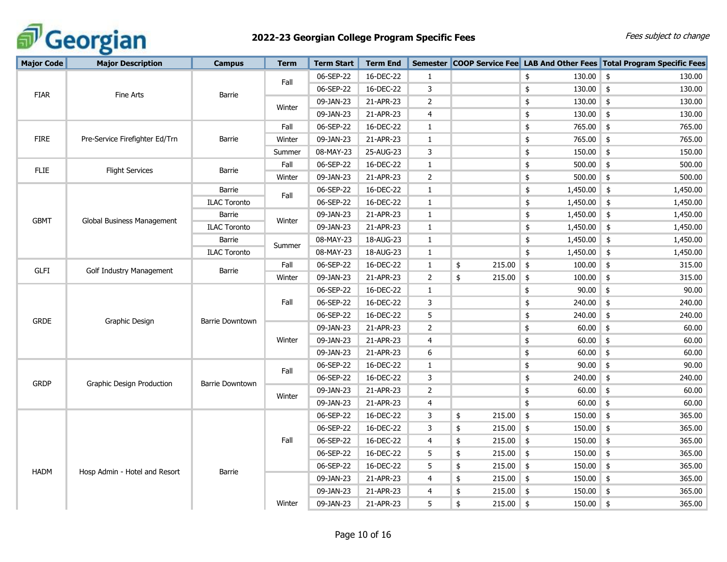# 2022-23 Georgian College Program Specific Fees

*Fees subject to change*

| Major Code | Major Description | Campus | Term | Term Start | Term End | Semester | COOP Service Fee | LAB And Other Fees | Total Program Specific Fees |
|---|---|---|---|---|---|---|---|---|---|
| FIAR | Fine Arts | Barrie | Fall | 06-SEP-22 | 16-DEC-22 | 1 | | $ 130.00 | $ 130.00 |
| | | | | 06-SEP-22 | 16-DEC-22 | 3 | | $ 130.00 | $ 130.00 |
| | | | Winter | 09-JAN-23 | 21-APR-23 | 2 | | $ 130.00 | $ 130.00 |
| | | | | 09-JAN-23 | 21-APR-23 | 4 | | $ 130.00 | $ 130.00 |
| FIRE | Pre-Service Firefighter Ed/Trn | Barrie | Fall | 06-SEP-22 | 16-DEC-22 | 1 | | $ 765.00 | $ 765.00 |
| | | | Winter | 09-JAN-23 | 21-APR-23 | 1 | | $ 765.00 | $ 765.00 |
| | | | Summer | 08-MAY-23 | 25-AUG-23 | 3 | | $ 150.00 | $ 150.00 |
| FLIE | Flight Services | Barrie | Fall | 06-SEP-22 | 16-DEC-22 | 1 | | $ 500.00 | $ 500.00 |
| | | | Winter | 09-JAN-23 | 21-APR-23 | 2 | | $ 500.00 | $ 500.00 |
| GBMT | Global Business Management | Barrie | Fall | 06-SEP-22 | 16-DEC-22 | 1 | | $ 1,450.00 | $ 1,450.00 |
| | | ILAC Toronto | | 06-SEP-22 | 16-DEC-22 | 1 | | $ 1,450.00 | $ 1,450.00 |
| | | Barrie | Winter | 09-JAN-23 | 21-APR-23 | 1 | | $ 1,450.00 | $ 1,450.00 |
| | | ILAC Toronto | | 09-JAN-23 | 21-APR-23 | 1 | | $ 1,450.00 | $ 1,450.00 |
| | | Barrie | Summer | 08-MAY-23 | 18-AUG-23 | 1 | | $ 1,450.00 | $ 1,450.00 |
| | | ILAC Toronto | | 08-MAY-23 | 18-AUG-23 | 1 | | $ 1,450.00 | $ 1,450.00 |
| GLFI | Golf Industry Management | Barrie | Fall | 06-SEP-22 | 16-DEC-22 | 1 | $ 215.00 | $ 100.00 | $ 315.00 |
| | | | Winter | 09-JAN-23 | 21-APR-23 | 2 | $ 215.00 | $ 100.00 | $ 315.00 |
| GRDE | Graphic Design | Barrie Downtown | Fall | 06-SEP-22 | 16-DEC-22 | 1 | | $ 90.00 | $ 90.00 |
| | | | | 06-SEP-22 | 16-DEC-22 | 3 | | $ 240.00 | $ 240.00 |
| | | | | 06-SEP-22 | 16-DEC-22 | 5 | | $ 240.00 | $ 240.00 |
| | | | Winter | 09-JAN-23 | 21-APR-23 | 2 | | $ 60.00 | $ 60.00 |
| | | | | 09-JAN-23 | 21-APR-23 | 4 | | $ 60.00 | $ 60.00 |
| | | | | 09-JAN-23 | 21-APR-23 | 6 | | $ 60.00 | $ 60.00 |
| GRDP | Graphic Design Production | Barrie Downtown | Fall | 06-SEP-22 | 16-DEC-22 | 1 | | $ 90.00 | $ 90.00 |
| | | | | 06-SEP-22 | 16-DEC-22 | 3 | | $ 240.00 | $ 240.00 |
| | | | Winter | 09-JAN-23 | 21-APR-23 | 2 | | $ 60.00 | $ 60.00 |
| | | | | 09-JAN-23 | 21-APR-23 | 4 | | $ 60.00 | $ 60.00 |
| HADM | Hosp Admin - Hotel and Resort | Barrie | Fall | 06-SEP-22 | 16-DEC-22 | 3 | $ 215.00 | $ 150.00 | $ 365.00 |
| | | | | 06-SEP-22 | 16-DEC-22 | 3 | $ 215.00 | $ 150.00 | $ 365.00 |
| | | | | 06-SEP-22 | 16-DEC-22 | 4 | $ 215.00 | $ 150.00 | $ 365.00 |
| | | | | 06-SEP-22 | 16-DEC-22 | 5 | $ 215.00 | $ 150.00 | $ 365.00 |
| | | | | 06-SEP-22 | 16-DEC-22 | 5 | $ 215.00 | $ 150.00 | $ 365.00 |
| | | | Winter | 09-JAN-23 | 21-APR-23 | 4 | $ 215.00 | $ 150.00 | $ 365.00 |
| | | | | 09-JAN-23 | 21-APR-23 | 4 | $ 215.00 | $ 150.00 | $ 365.00 |
| | | | | 09-JAN-23 | 21-APR-23 | 5 | $ 215.00 | $ 150.00 | $ 365.00 |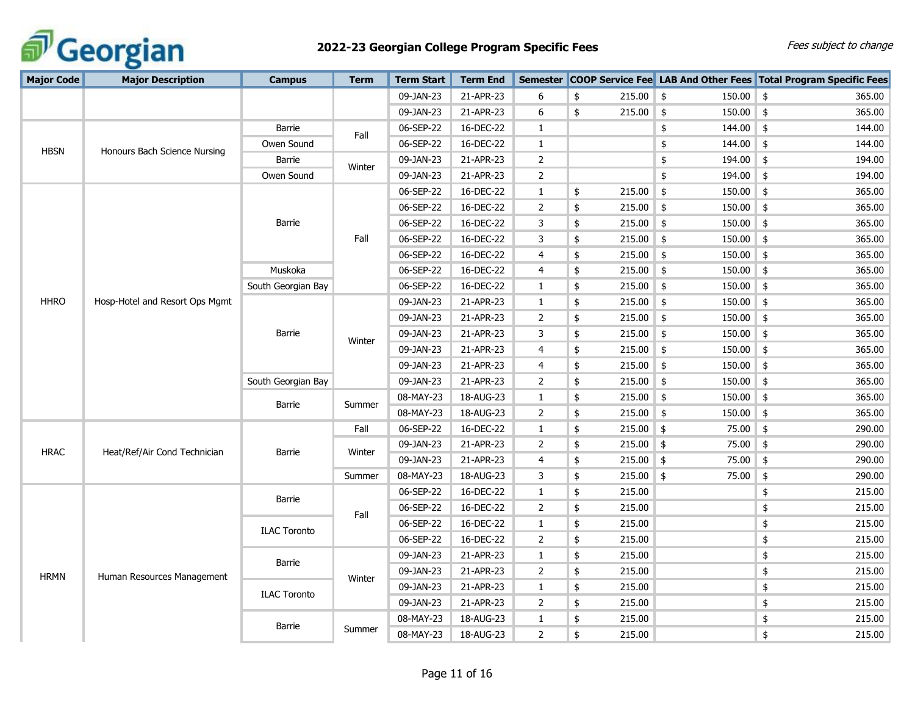# 2022-23 Georgian College Program Specific Fees

*Fees subject to change*

| Major Code | Major Description | Campus | Term | Term Start | Term End | Semester | COOP Service Fee | LAB And Other Fees | Total Program Specific Fees |
|---|---|---|---|---|---|---|---|---|---|
| | | | | 09-JAN-23 | 21-APR-23 | 6 | $ 215.00 | $ 150.00 | $ 365.00 |
| | | | | 09-JAN-23 | 21-APR-23 | 6 | $ 215.00 | $ 150.00 | $ 365.00 |
| HBSN | Honours Bach Science Nursing | Barrie | Fall | 06-SEP-22 | 16-DEC-22 | 1 | | $ 144.00 | $ 144.00 |
| | | Owen Sound | | 06-SEP-22 | 16-DEC-22 | 1 | | $ 144.00 | $ 144.00 |
| | | Barrie | Winter | 09-JAN-23 | 21-APR-23 | 2 | | $ 194.00 | $ 194.00 |
| | | Owen Sound | | 09-JAN-23 | 21-APR-23 | 2 | | $ 194.00 | $ 194.00 |
| HHRO | Hosp-Hotel and Resort Ops Mgmt | Barrie | Fall | 06-SEP-22 | 16-DEC-22 | 1 | $ 215.00 | $ 150.00 | $ 365.00 |
| | | | | 06-SEP-22 | 16-DEC-22 | 2 | $ 215.00 | $ 150.00 | $ 365.00 |
| | | | | 06-SEP-22 | 16-DEC-22 | 3 | $ 215.00 | $ 150.00 | $ 365.00 |
| | | | | 06-SEP-22 | 16-DEC-22 | 3 | $ 215.00 | $ 150.00 | $ 365.00 |
| | | | | 06-SEP-22 | 16-DEC-22 | 4 | $ 215.00 | $ 150.00 | $ 365.00 |
| | | Muskoka | | 06-SEP-22 | 16-DEC-22 | 4 | $ 215.00 | $ 150.00 | $ 365.00 |
| | | South Georgian Bay | | 06-SEP-22 | 16-DEC-22 | 1 | $ 215.00 | $ 150.00 | $ 365.00 |
| | | Barrie | Winter | 09-JAN-23 | 21-APR-23 | 1 | $ 215.00 | $ 150.00 | $ 365.00 |
| | | | | 09-JAN-23 | 21-APR-23 | 2 | $ 215.00 | $ 150.00 | $ 365.00 |
| | | | | 09-JAN-23 | 21-APR-23 | 3 | $ 215.00 | $ 150.00 | $ 365.00 |
| | | | | 09-JAN-23 | 21-APR-23 | 4 | $ 215.00 | $ 150.00 | $ 365.00 |
| | | | | 09-JAN-23 | 21-APR-23 | 4 | $ 215.00 | $ 150.00 | $ 365.00 |
| | | South Georgian Bay | | 09-JAN-23 | 21-APR-23 | 2 | $ 215.00 | $ 150.00 | $ 365.00 |
| | | Barrie | Summer | 08-MAY-23 | 18-AUG-23 | 1 | $ 215.00 | $ 150.00 | $ 365.00 |
| | | | | 08-MAY-23 | 18-AUG-23 | 2 | $ 215.00 | $ 150.00 | $ 365.00 |
| HRAC | Heat/Ref/Air Cond Technician | Barrie | Fall | 06-SEP-22 | 16-DEC-22 | 1 | $ 215.00 | $ 75.00 | $ 290.00 |
| | | | Winter | 09-JAN-23 | 21-APR-23 | 2 | $ 215.00 | $ 75.00 | $ 290.00 |
| | | | | 09-JAN-23 | 21-APR-23 | 4 | $ 215.00 | $ 75.00 | $ 290.00 |
| | | | Summer | 08-MAY-23 | 18-AUG-23 | 3 | $ 215.00 | $ 75.00 | $ 290.00 |
| HRMN | Human Resources Management | Barrie | Fall | 06-SEP-22 | 16-DEC-22 | 1 | $ 215.00 | | $ 215.00 |
| | | | | 06-SEP-22 | 16-DEC-22 | 2 | $ 215.00 | | $ 215.00 |
| | | ILAC Toronto | | 06-SEP-22 | 16-DEC-22 | 1 | $ 215.00 | | $ 215.00 |
| | | | | 06-SEP-22 | 16-DEC-22 | 2 | $ 215.00 | | $ 215.00 |
| | | Barrie | Winter | 09-JAN-23 | 21-APR-23 | 1 | $ 215.00 | | $ 215.00 |
| | | | | 09-JAN-23 | 21-APR-23 | 2 | $ 215.00 | | $ 215.00 |
| | | ILAC Toronto | | 09-JAN-23 | 21-APR-23 | 1 | $ 215.00 | | $ 215.00 |
| | | | | 09-JAN-23 | 21-APR-23 | 2 | $ 215.00 | | $ 215.00 |
| | | Barrie | Summer | 08-MAY-23 | 18-AUG-23 | 1 | $ 215.00 | | $ 215.00 |
| | | | | 08-MAY-23 | 18-AUG-23 | 2 | $ 215.00 | | $ 215.00 |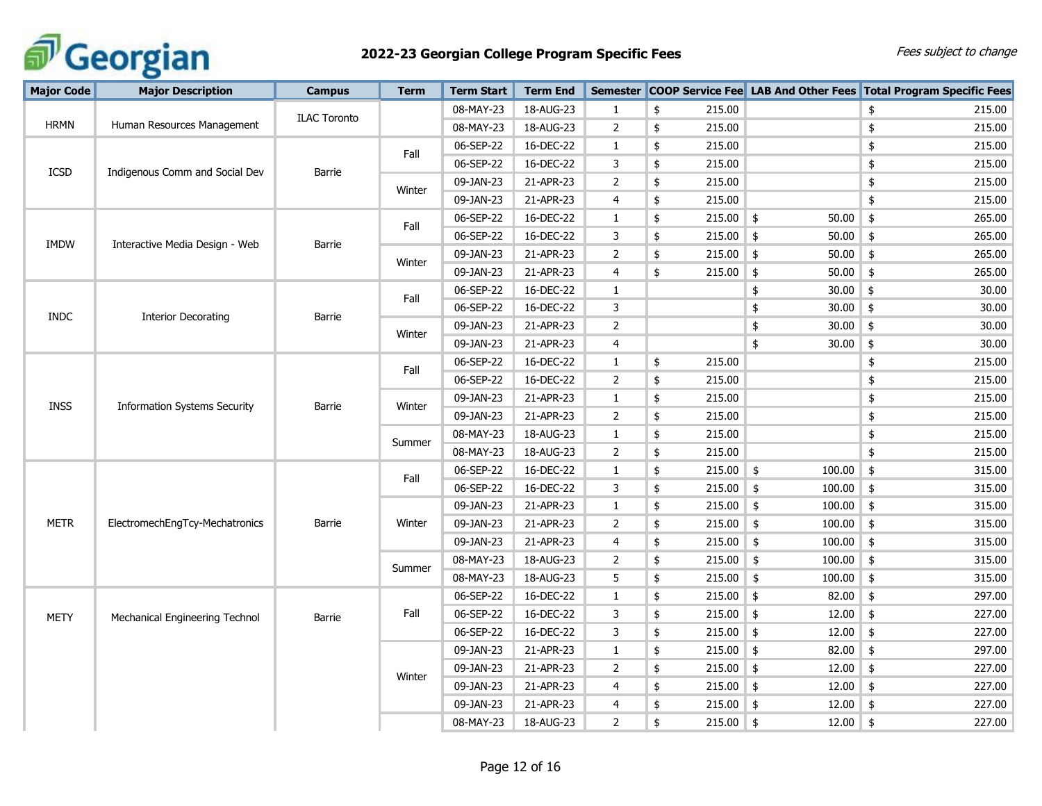# 2022-23 Georgian College Program Specific Fees

*Fees subject to change*

| Major Code | Major Description | Campus | Term | Term Start | Term End | Semester | COOP Service Fee | LAB And Other Fees | Total Program Specific Fees |
|---|---|---|---|---|---|---|---|---|---|
| HRMN | Human Resources Management | ILAC Toronto | | 08-MAY-23 | 18-AUG-23 | 1 | $ 215.00 | | $ 215.00 |
| | | | | 08-MAY-23 | 18-AUG-23 | 2 | $ 215.00 | | $ 215.00 |
| ICSD | Indigenous Comm and Social Dev | Barrie | Fall | 06-SEP-22 | 16-DEC-22 | 1 | $ 215.00 | | $ 215.00 |
| | | | | 06-SEP-22 | 16-DEC-22 | 3 | $ 215.00 | | $ 215.00 |
| | | | Winter | 09-JAN-23 | 21-APR-23 | 2 | $ 215.00 | | $ 215.00 |
| | | | | 09-JAN-23 | 21-APR-23 | 4 | $ 215.00 | | $ 215.00 |
| IMDW | Interactive Media Design - Web | Barrie | Fall | 06-SEP-22 | 16-DEC-22 | 1 | $ 215.00 | $ 50.00 | $ 265.00 |
| | | | | 06-SEP-22 | 16-DEC-22 | 3 | $ 215.00 | $ 50.00 | $ 265.00 |
| | | | Winter | 09-JAN-23 | 21-APR-23 | 2 | $ 215.00 | $ 50.00 | $ 265.00 |
| | | | | 09-JAN-23 | 21-APR-23 | 4 | $ 215.00 | $ 50.00 | $ 265.00 |
| INDC | Interior Decorating | Barrie | Fall | 06-SEP-22 | 16-DEC-22 | 1 | | $ 30.00 | $ 30.00 |
| | | | | 06-SEP-22 | 16-DEC-22 | 3 | | $ 30.00 | $ 30.00 |
| | | | Winter | 09-JAN-23 | 21-APR-23 | 2 | | $ 30.00 | $ 30.00 |
| | | | | 09-JAN-23 | 21-APR-23 | 4 | | $ 30.00 | $ 30.00 |
| INSS | Information Systems Security | Barrie | Fall | 06-SEP-22 | 16-DEC-22 | 1 | $ 215.00 | | $ 215.00 |
| | | | | 06-SEP-22 | 16-DEC-22 | 2 | $ 215.00 | | $ 215.00 |
| | | | Winter | 09-JAN-23 | 21-APR-23 | 1 | $ 215.00 | | $ 215.00 |
| | | | | 09-JAN-23 | 21-APR-23 | 2 | $ 215.00 | | $ 215.00 |
| | | | Summer | 08-MAY-23 | 18-AUG-23 | 1 | $ 215.00 | | $ 215.00 |
| | | | | 08-MAY-23 | 18-AUG-23 | 2 | $ 215.00 | | $ 215.00 |
| METR | ElectromechEngTcy-Mechatronics | Barrie | Fall | 06-SEP-22 | 16-DEC-22 | 1 | $ 215.00 | $ 100.00 | $ 315.00 |
| | | | | 06-SEP-22 | 16-DEC-22 | 3 | $ 215.00 | $ 100.00 | $ 315.00 |
| | | | Winter | 09-JAN-23 | 21-APR-23 | 1 | $ 215.00 | $ 100.00 | $ 315.00 |
| | | | | 09-JAN-23 | 21-APR-23 | 2 | $ 215.00 | $ 100.00 | $ 315.00 |
| | | | | 09-JAN-23 | 21-APR-23 | 4 | $ 215.00 | $ 100.00 | $ 315.00 |
| | | | Summer | 08-MAY-23 | 18-AUG-23 | 2 | $ 215.00 | $ 100.00 | $ 315.00 |
| | | | | 08-MAY-23 | 18-AUG-23 | 5 | $ 215.00 | $ 100.00 | $ 315.00 |
| METY | Mechanical Engineering Technol | Barrie | Fall | 06-SEP-22 | 16-DEC-22 | 1 | $ 215.00 | $ 82.00 | $ 297.00 |
| | | | | 06-SEP-22 | 16-DEC-22 | 3 | $ 215.00 | $ 12.00 | $ 227.00 |
| | | | | 06-SEP-22 | 16-DEC-22 | 3 | $ 215.00 | $ 12.00 | $ 227.00 |
| | | | Winter | 09-JAN-23 | 21-APR-23 | 1 | $ 215.00 | $ 82.00 | $ 297.00 |
| | | | | 09-JAN-23 | 21-APR-23 | 2 | $ 215.00 | $ 12.00 | $ 227.00 |
| | | | | 09-JAN-23 | 21-APR-23 | 4 | $ 215.00 | $ 12.00 | $ 227.00 |
| | | | | 09-JAN-23 | 21-APR-23 | 4 | $ 215.00 | $ 12.00 | $ 227.00 |
| | | | | 08-MAY-23 | 18-AUG-23 | 2 | $ 215.00 | $ 12.00 | $ 227.00 |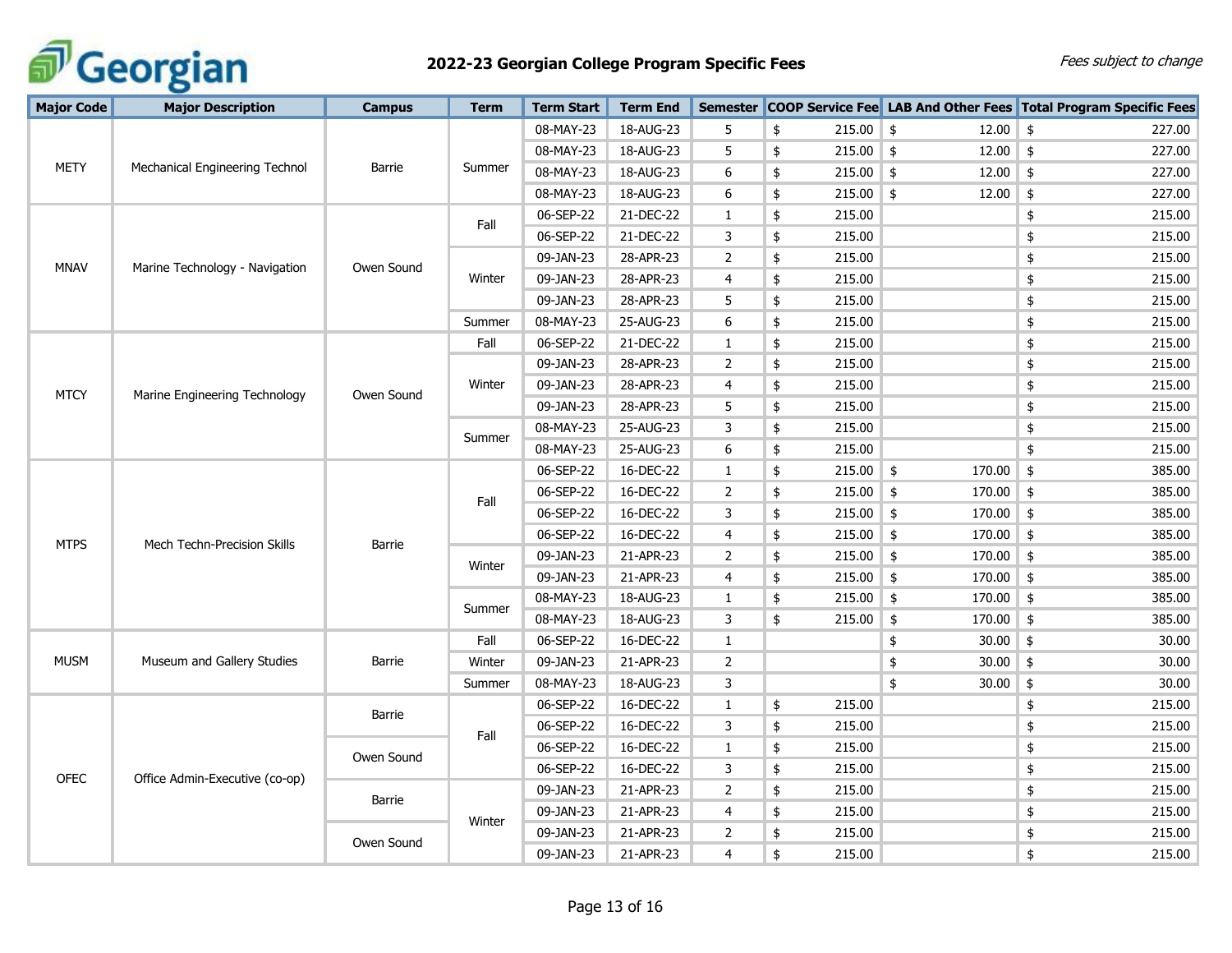# 2022-23 Georgian College Program Specific Fees

*Fees subject to change*

| Major Code | Major Description | Campus | Term | Term Start | Term End | Semester | COOP Service Fee | LAB And Other Fees | Total Program Specific Fees |
|---|---|---|---|---|---|---|---|---|---|
| METY | Mechanical Engineering Technol | Barrie | Summer | 08-MAY-23 | 18-AUG-23 | 5 | $ 215.00 | $ 12.00 | $ 227.00 |
| | | | | 08-MAY-23 | 18-AUG-23 | 5 | $ 215.00 | $ 12.00 | $ 227.00 |
| | | | | 08-MAY-23 | 18-AUG-23 | 6 | $ 215.00 | $ 12.00 | $ 227.00 |
| | | | | 08-MAY-23 | 18-AUG-23 | 6 | $ 215.00 | $ 12.00 | $ 227.00 |
| MNAV | Marine Technology - Navigation | Owen Sound | Fall | 06-SEP-22 | 21-DEC-22 | 1 | $ 215.00 | | $ 215.00 |
| | | | | 06-SEP-22 | 21-DEC-22 | 3 | $ 215.00 | | $ 215.00 |
| | | | Winter | 09-JAN-23 | 28-APR-23 | 2 | $ 215.00 | | $ 215.00 |
| | | | | 09-JAN-23 | 28-APR-23 | 4 | $ 215.00 | | $ 215.00 |
| | | | | 09-JAN-23 | 28-APR-23 | 5 | $ 215.00 | | $ 215.00 |
| | | | Summer | 08-MAY-23 | 25-AUG-23 | 6 | $ 215.00 | | $ 215.00 |
| MTCY | Marine Engineering Technology | Owen Sound | Fall | 06-SEP-22 | 21-DEC-22 | 1 | $ 215.00 | | $ 215.00 |
| | | | Winter | 09-JAN-23 | 28-APR-23 | 2 | $ 215.00 | | $ 215.00 |
| | | | | 09-JAN-23 | 28-APR-23 | 4 | $ 215.00 | | $ 215.00 |
| | | | | 09-JAN-23 | 28-APR-23 | 5 | $ 215.00 | | $ 215.00 |
| | | | Summer | 08-MAY-23 | 25-AUG-23 | 3 | $ 215.00 | | $ 215.00 |
| | | | | 08-MAY-23 | 25-AUG-23 | 6 | $ 215.00 | | $ 215.00 |
| MTPS | Mech Techn-Precision Skills | Barrie | Fall | 06-SEP-22 | 16-DEC-22 | 1 | $ 215.00 | $ 170.00 | $ 385.00 |
| | | | | 06-SEP-22 | 16-DEC-22 | 2 | $ 215.00 | $ 170.00 | $ 385.00 |
| | | | | 06-SEP-22 | 16-DEC-22 | 3 | $ 215.00 | $ 170.00 | $ 385.00 |
| | | | | 06-SEP-22 | 16-DEC-22 | 4 | $ 215.00 | $ 170.00 | $ 385.00 |
| | | | Winter | 09-JAN-23 | 21-APR-23 | 2 | $ 215.00 | $ 170.00 | $ 385.00 |
| | | | | 09-JAN-23 | 21-APR-23 | 4 | $ 215.00 | $ 170.00 | $ 385.00 |
| | | | Summer | 08-MAY-23 | 18-AUG-23 | 1 | $ 215.00 | $ 170.00 | $ 385.00 |
| | | | | 08-MAY-23 | 18-AUG-23 | 3 | $ 215.00 | $ 170.00 | $ 385.00 |
| MUSM | Museum and Gallery Studies | Barrie | Fall | 06-SEP-22 | 16-DEC-22 | 1 | | $ 30.00 | $ 30.00 |
| | | | Winter | 09-JAN-23 | 21-APR-23 | 2 | | $ 30.00 | $ 30.00 |
| | | | Summer | 08-MAY-23 | 18-AUG-23 | 3 | | $ 30.00 | $ 30.00 |
| OFEC | Office Admin-Executive (co-op) | Barrie | Fall | 06-SEP-22 | 16-DEC-22 | 1 | $ 215.00 | | $ 215.00 |
| | | | | 06-SEP-22 | 16-DEC-22 | 3 | $ 215.00 | | $ 215.00 |
| | | Owen Sound | | 06-SEP-22 | 16-DEC-22 | 1 | $ 215.00 | | $ 215.00 |
| | | | | 06-SEP-22 | 16-DEC-22 | 3 | $ 215.00 | | $ 215.00 |
| | | Barrie | Winter | 09-JAN-23 | 21-APR-23 | 2 | $ 215.00 | | $ 215.00 |
| | | | | 09-JAN-23 | 21-APR-23 | 4 | $ 215.00 | | $ 215.00 |
| | | Owen Sound | | 09-JAN-23 | 21-APR-23 | 2 | $ 215.00 | | $ 215.00 |
| | | | | 09-JAN-23 | 21-APR-23 | 4 | $ 215.00 | | $ 215.00 |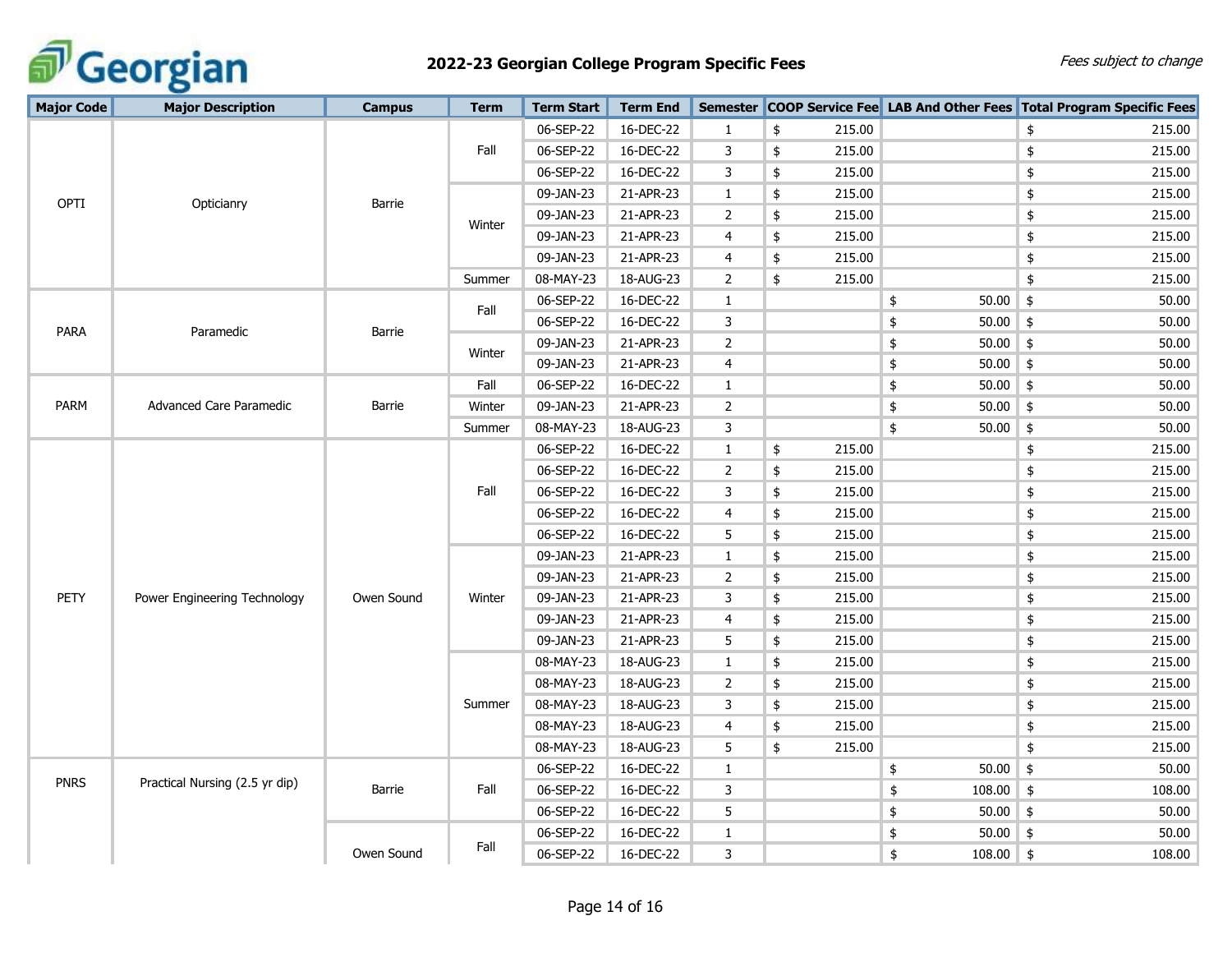# 2022-23 Georgian College Program Specific Fees

*Fees subject to change*

| Major Code | Major Description | Campus | Term | Term Start | Term End | Semester | COOP Service Fee | LAB And Other Fees | Total Program Specific Fees |
|---|---|---|---|---|---|---|---|---|---|
| OPTI | Opticianry | Barrie | Fall | 06-SEP-22 | 16-DEC-22 | 1 | $ 215.00 | | $ 215.00 |
| | | | | 06-SEP-22 | 16-DEC-22 | 3 | $ 215.00 | | $ 215.00 |
| | | | | 06-SEP-22 | 16-DEC-22 | 3 | $ 215.00 | | $ 215.00 |
| | | | Winter | 09-JAN-23 | 21-APR-23 | 1 | $ 215.00 | | $ 215.00 |
| | | | | 09-JAN-23 | 21-APR-23 | 2 | $ 215.00 | | $ 215.00 |
| | | | | 09-JAN-23 | 21-APR-23 | 4 | $ 215.00 | | $ 215.00 |
| | | | | 09-JAN-23 | 21-APR-23 | 4 | $ 215.00 | | $ 215.00 |
| | | | Summer | 08-MAY-23 | 18-AUG-23 | 2 | $ 215.00 | | $ 215.00 |
| PARA | Paramedic | Barrie | Fall | 06-SEP-22 | 16-DEC-22 | 1 | | $ 50.00 | $ 50.00 |
| | | | | 06-SEP-22 | 16-DEC-22 | 3 | | $ 50.00 | $ 50.00 |
| | | | Winter | 09-JAN-23 | 21-APR-23 | 2 | | $ 50.00 | $ 50.00 |
| | | | | 09-JAN-23 | 21-APR-23 | 4 | | $ 50.00 | $ 50.00 |
| PARM | Advanced Care Paramedic | Barrie | Fall | 06-SEP-22 | 16-DEC-22 | 1 | | $ 50.00 | $ 50.00 |
| | | | Winter | 09-JAN-23 | 21-APR-23 | 2 | | $ 50.00 | $ 50.00 |
| | | | Summer | 08-MAY-23 | 18-AUG-23 | 3 | | $ 50.00 | $ 50.00 |
| PETY | Power Engineering Technology | Owen Sound | Fall | 06-SEP-22 | 16-DEC-22 | 1 | $ 215.00 | | $ 215.00 |
| | | | | 06-SEP-22 | 16-DEC-22 | 2 | $ 215.00 | | $ 215.00 |
| | | | | 06-SEP-22 | 16-DEC-22 | 3 | $ 215.00 | | $ 215.00 |
| | | | | 06-SEP-22 | 16-DEC-22 | 4 | $ 215.00 | | $ 215.00 |
| | | | | 06-SEP-22 | 16-DEC-22 | 5 | $ 215.00 | | $ 215.00 |
| | | | Winter | 09-JAN-23 | 21-APR-23 | 1 | $ 215.00 | | $ 215.00 |
| | | | | 09-JAN-23 | 21-APR-23 | 2 | $ 215.00 | | $ 215.00 |
| | | | | 09-JAN-23 | 21-APR-23 | 3 | $ 215.00 | | $ 215.00 |
| | | | | 09-JAN-23 | 21-APR-23 | 4 | $ 215.00 | | $ 215.00 |
| | | | | 09-JAN-23 | 21-APR-23 | 5 | $ 215.00 | | $ 215.00 |
| | | | Summer | 08-MAY-23 | 18-AUG-23 | 1 | $ 215.00 | | $ 215.00 |
| | | | | 08-MAY-23 | 18-AUG-23 | 2 | $ 215.00 | | $ 215.00 |
| | | | | 08-MAY-23 | 18-AUG-23 | 3 | $ 215.00 | | $ 215.00 |
| | | | | 08-MAY-23 | 18-AUG-23 | 4 | $ 215.00 | | $ 215.00 |
| | | | | 08-MAY-23 | 18-AUG-23 | 5 | $ 215.00 | | $ 215.00 |
| PNRS | Practical Nursing (2.5 yr dip) | Barrie | Fall | 06-SEP-22 | 16-DEC-22 | 1 | | $ 50.00 | $ 50.00 |
| | | | | 06-SEP-22 | 16-DEC-22 | 3 | | $ 108.00 | $ 108.00 |
| | | | | 06-SEP-22 | 16-DEC-22 | 5 | | $ 50.00 | $ 50.00 |
| | | Owen Sound | Fall | 06-SEP-22 | 16-DEC-22 | 1 | | $ 50.00 | $ 50.00 |
| | | | | 06-SEP-22 | 16-DEC-22 | 3 | | $ 108.00 | $ 108.00 |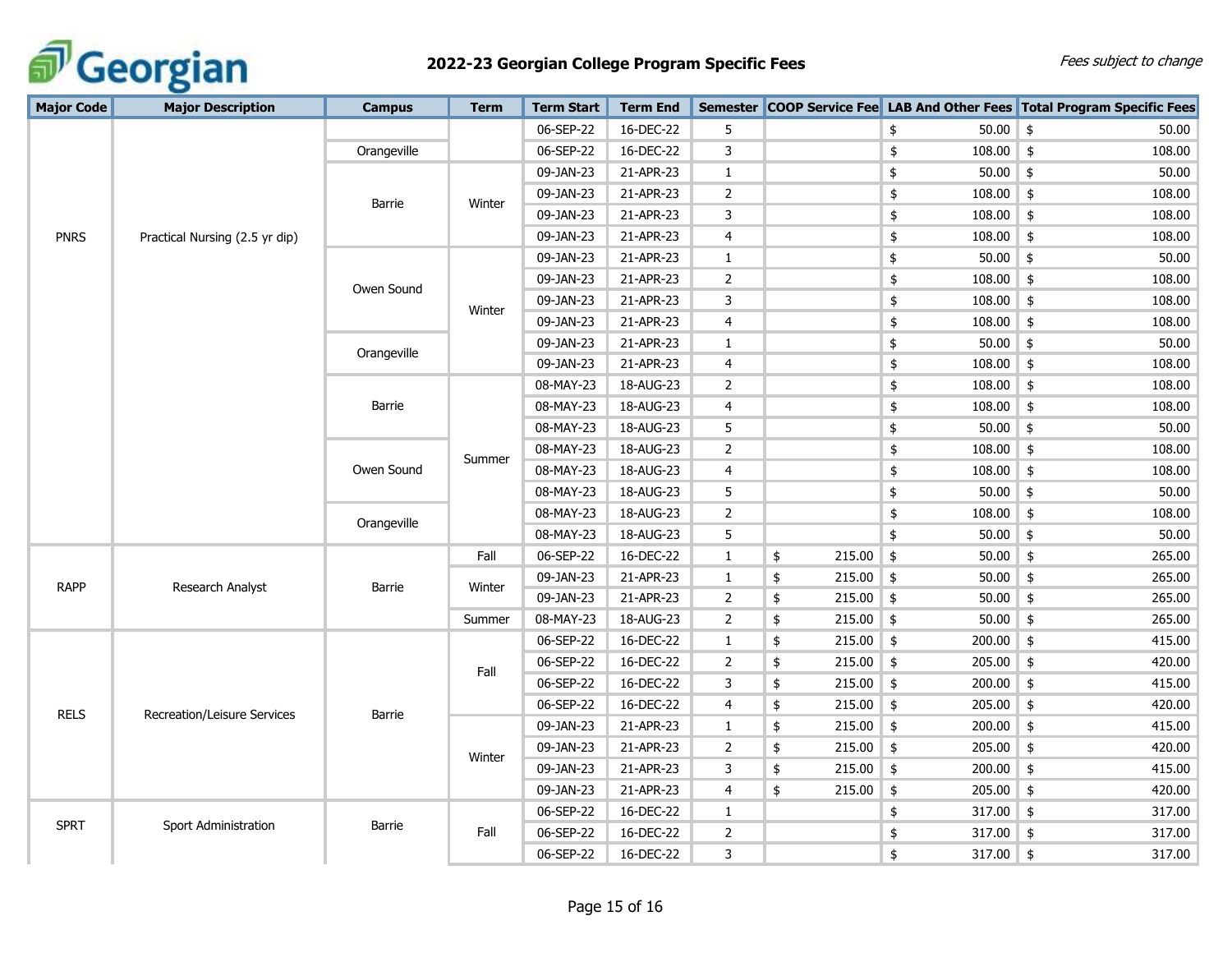# 2022-23 Georgian College Program Specific Fees

*Fees subject to change*

| Major Code | Major Description | Campus | Term | Term Start | Term End | Semester | COOP Service Fee | LAB And Other Fees | Total Program Specific Fees |
|---|---|---|---|---|---|---|---|---|---|
| PNRS | Practical Nursing (2.5 yr dip) | | | 06-SEP-22 | 16-DEC-22 | 5 | | $ 50.00 | $ 50.00 |
| | | Orangeville | | 06-SEP-22 | 16-DEC-22 | 3 | | $ 108.00 | $ 108.00 |
| | | Barrie | Winter | 09-JAN-23 | 21-APR-23 | 1 | | $ 50.00 | $ 50.00 |
| | | | | 09-JAN-23 | 21-APR-23 | 2 | | $ 108.00 | $ 108.00 |
| | | | | 09-JAN-23 | 21-APR-23 | 3 | | $ 108.00 | $ 108.00 |
| | | | | 09-JAN-23 | 21-APR-23 | 4 | | $ 108.00 | $ 108.00 |
| | | Owen Sound | Winter | 09-JAN-23 | 21-APR-23 | 1 | | $ 50.00 | $ 50.00 |
| | | | | 09-JAN-23 | 21-APR-23 | 2 | | $ 108.00 | $ 108.00 |
| | | | | 09-JAN-23 | 21-APR-23 | 3 | | $ 108.00 | $ 108.00 |
| | | | | 09-JAN-23 | 21-APR-23 | 4 | | $ 108.00 | $ 108.00 |
| | | Orangeville | | 09-JAN-23 | 21-APR-23 | 1 | | $ 50.00 | $ 50.00 |
| | | | | 09-JAN-23 | 21-APR-23 | 4 | | $ 108.00 | $ 108.00 |
| | | Barrie | Summer | 08-MAY-23 | 18-AUG-23 | 2 | | $ 108.00 | $ 108.00 |
| | | | | 08-MAY-23 | 18-AUG-23 | 4 | | $ 108.00 | $ 108.00 |
| | | | | 08-MAY-23 | 18-AUG-23 | 5 | | $ 50.00 | $ 50.00 |
| | | Owen Sound | | 08-MAY-23 | 18-AUG-23 | 2 | | $ 108.00 | $ 108.00 |
| | | | | 08-MAY-23 | 18-AUG-23 | 4 | | $ 108.00 | $ 108.00 |
| | | | | 08-MAY-23 | 18-AUG-23 | 5 | | $ 50.00 | $ 50.00 |
| | | Orangeville | | 08-MAY-23 | 18-AUG-23 | 2 | | $ 108.00 | $ 108.00 |
| | | | | 08-MAY-23 | 18-AUG-23 | 5 | | $ 50.00 | $ 50.00 |
| RAPP | Research Analyst | Barrie | Fall | 06-SEP-22 | 16-DEC-22 | 1 | $ 215.00 | $ 50.00 | $ 265.00 |
| | | | Winter | 09-JAN-23 | 21-APR-23 | 1 | $ 215.00 | $ 50.00 | $ 265.00 |
| | | | | 09-JAN-23 | 21-APR-23 | 2 | $ 215.00 | $ 50.00 | $ 265.00 |
| | | | Summer | 08-MAY-23 | 18-AUG-23 | 2 | $ 215.00 | $ 50.00 | $ 265.00 |
| RELS | Recreation/Leisure Services | Barrie | Fall | 06-SEP-22 | 16-DEC-22 | 1 | $ 215.00 | $ 200.00 | $ 415.00 |
| | | | | 06-SEP-22 | 16-DEC-22 | 2 | $ 215.00 | $ 205.00 | $ 420.00 |
| | | | | 06-SEP-22 | 16-DEC-22 | 3 | $ 215.00 | $ 200.00 | $ 415.00 |
| | | | | 06-SEP-22 | 16-DEC-22 | 4 | $ 215.00 | $ 205.00 | $ 420.00 |
| | | | Winter | 09-JAN-23 | 21-APR-23 | 1 | $ 215.00 | $ 200.00 | $ 415.00 |
| | | | | 09-JAN-23 | 21-APR-23 | 2 | $ 215.00 | $ 205.00 | $ 420.00 |
| | | | | 09-JAN-23 | 21-APR-23 | 3 | $ 215.00 | $ 200.00 | $ 415.00 |
| | | | | 09-JAN-23 | 21-APR-23 | 4 | $ 215.00 | $ 205.00 | $ 420.00 |
| SPRT | Sport Administration | Barrie | Fall | 06-SEP-22 | 16-DEC-22 | 1 | | $ 317.00 | $ 317.00 |
| | | | | 06-SEP-22 | 16-DEC-22 | 2 | | $ 317.00 | $ 317.00 |
| | | | | 06-SEP-22 | 16-DEC-22 | 3 | | $ 317.00 | $ 317.00 |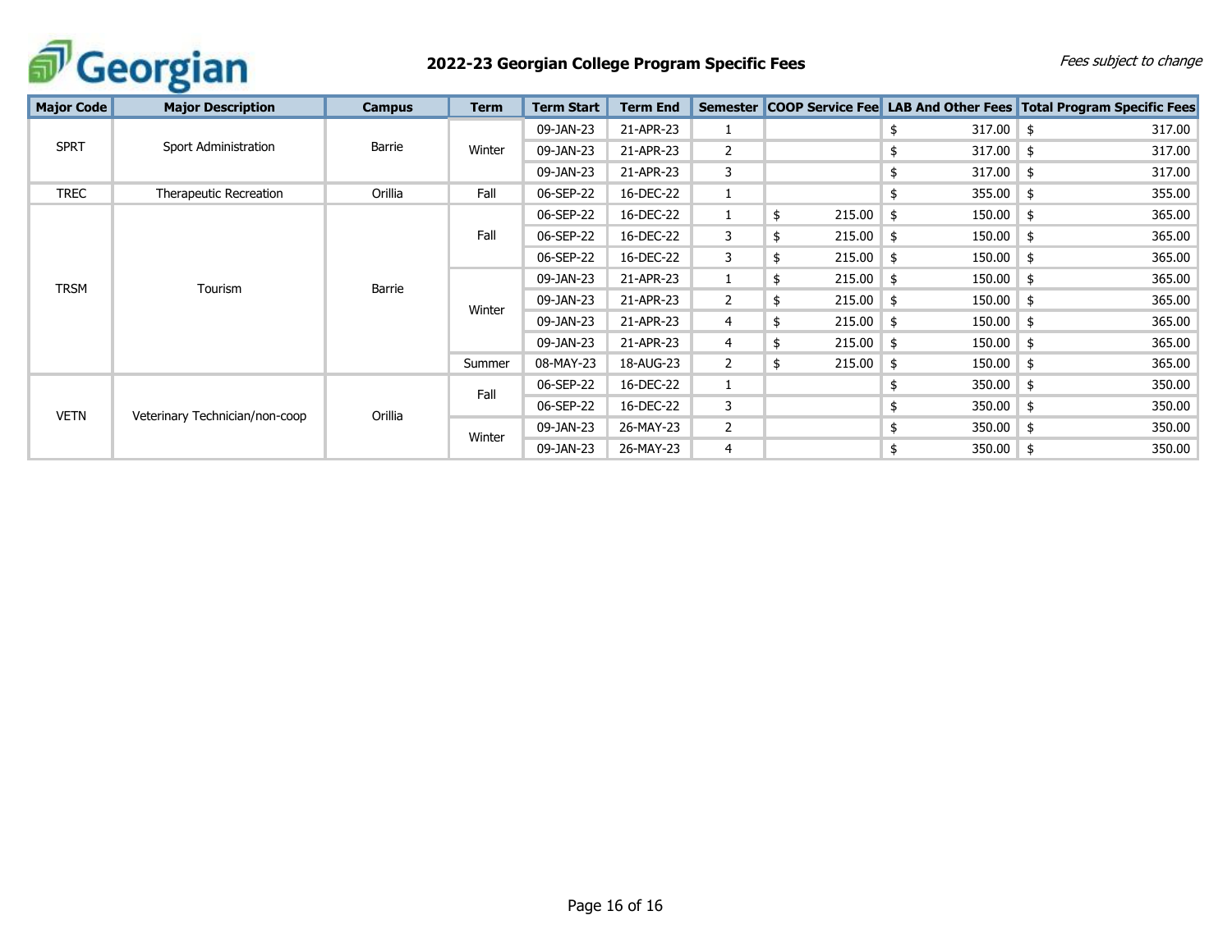# 2022-23 Georgian College Program Specific Fees

*Fees subject to change*

| Major Code | Major Description | Campus | Term | Term Start | Term End | Semester | COOP Service Fee | LAB And Other Fees | Total Program Specific Fees |
|---|---|---|---|---|---|---|---|---|---|
| SPRT | Sport Administration | Barrie | Winter | 09-JAN-23 | 21-APR-23 | 1 | | $ 317.00 | $ 317.00 |
| | | | | 09-JAN-23 | 21-APR-23 | 2 | | $ 317.00 | $ 317.00 |
| | | | | 09-JAN-23 | 21-APR-23 | 3 | | $ 317.00 | $ 317.00 |
| TREC | Therapeutic Recreation | Orillia | Fall | 06-SEP-22 | 16-DEC-22 | 1 | | $ 355.00 | $ 355.00 |
| TRSM | Tourism | Barrie | Fall | 06-SEP-22 | 16-DEC-22 | 1 | $ 215.00 | $ 150.00 | $ 365.00 |
| | | | | 06-SEP-22 | 16-DEC-22 | 3 | $ 215.00 | $ 150.00 | $ 365.00 |
| | | | | 06-SEP-22 | 16-DEC-22 | 3 | $ 215.00 | $ 150.00 | $ 365.00 |
| | | | Winter | 09-JAN-23 | 21-APR-23 | 1 | $ 215.00 | $ 150.00 | $ 365.00 |
| | | | | 09-JAN-23 | 21-APR-23 | 2 | $ 215.00 | $ 150.00 | $ 365.00 |
| | | | | 09-JAN-23 | 21-APR-23 | 4 | $ 215.00 | $ 150.00 | $ 365.00 |
| | | | | 09-JAN-23 | 21-APR-23 | 4 | $ 215.00 | $ 150.00 | $ 365.00 |
| | | | Summer | 08-MAY-23 | 18-AUG-23 | 2 | $ 215.00 | $ 150.00 | $ 365.00 |
| VETN | Veterinary Technician/non-coop | Orillia | Fall | 06-SEP-22 | 16-DEC-22 | 1 | | $ 350.00 | $ 350.00 |
| | | | | 06-SEP-22 | 16-DEC-22 | 3 | | $ 350.00 | $ 350.00 |
| | | | Winter | 09-JAN-23 | 26-MAY-23 | 2 | | $ 350.00 | $ 350.00 |
| | | | | 09-JAN-23 | 26-MAY-23 | 4 | | $ 350.00 | $ 350.00 |